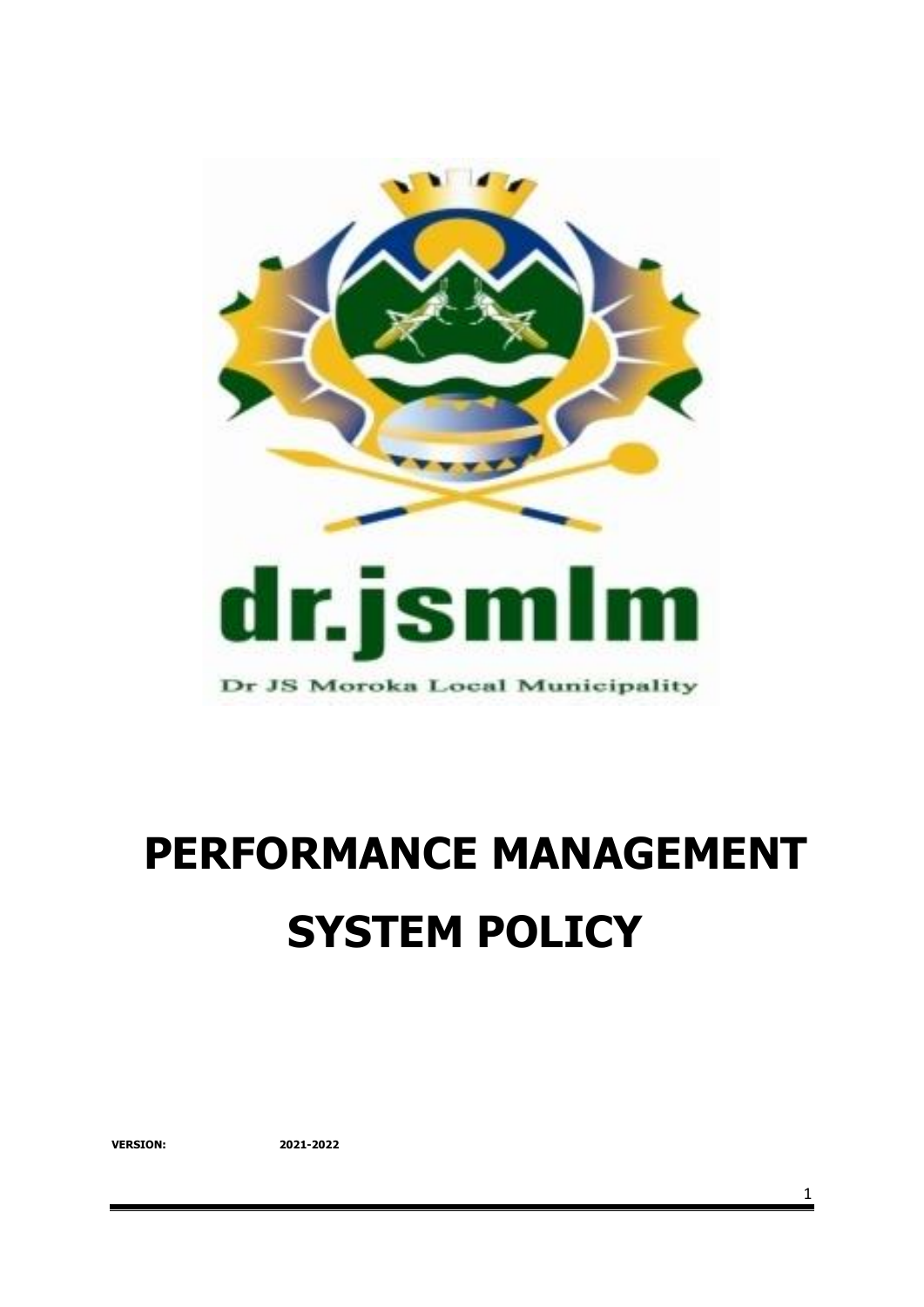dr.jsmlm

Dr JS Moroka Local Municipality

# PERFORMANCE MANAGEMENT SYSTEM POLICY

**VERSION:** **2021-2022**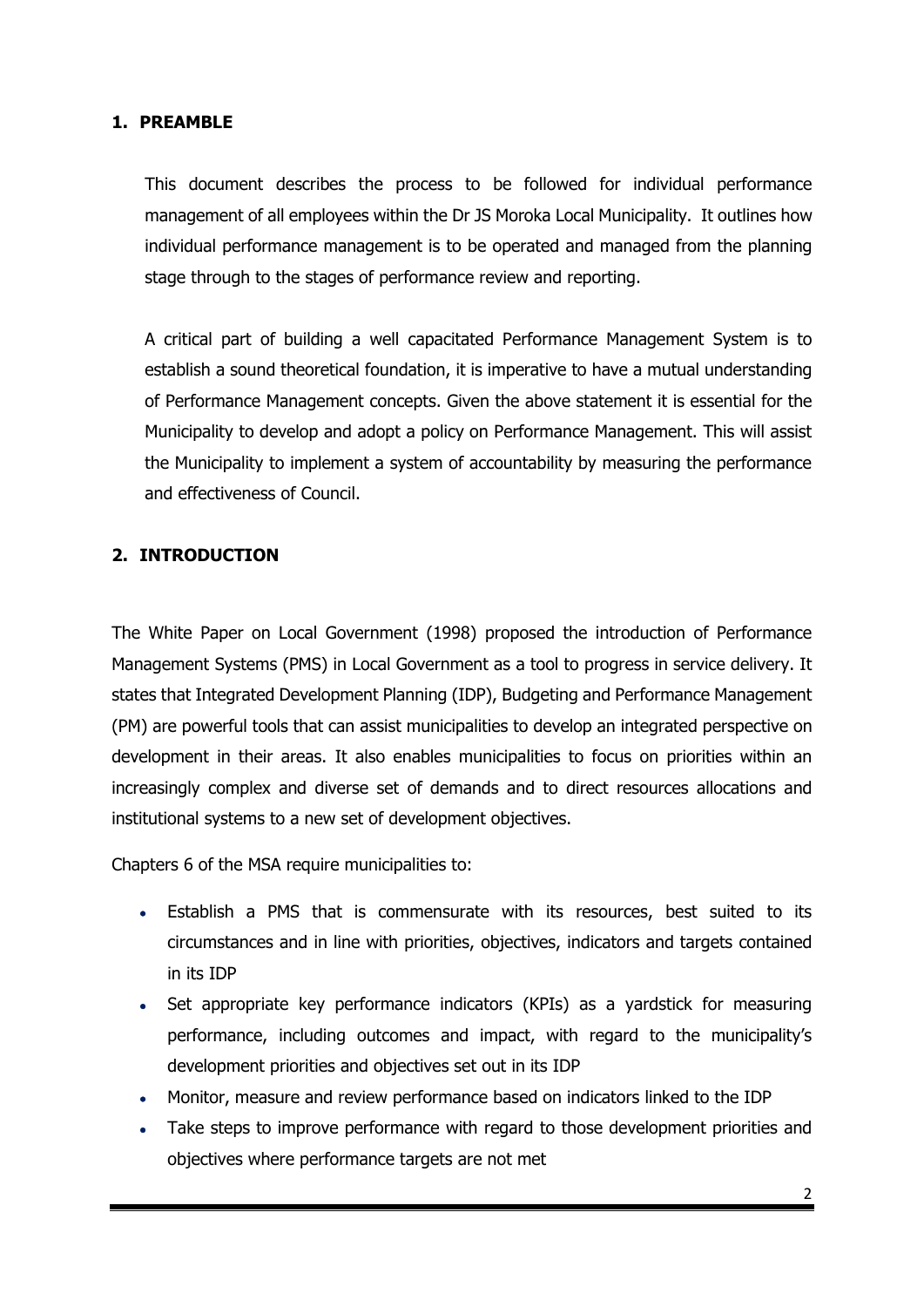## 1. PREAMBLE

This document describes the process to be followed for individual performance management of all employees within the Dr JS Moroka Local Municipality. It outlines how individual performance management is to be operated and managed from the planning stage through to the stages of performance review and reporting.

A critical part of building a well capacitated Performance Management System is to establish a sound theoretical foundation, it is imperative to have a mutual understanding of Performance Management concepts. Given the above statement it is essential for the Municipality to develop and adopt a policy on Performance Management. This will assist the Municipality to implement a system of accountability by measuring the performance and effectiveness of Council.

## 2. INTRODUCTION

The White Paper on Local Government (1998) proposed the introduction of Performance Management Systems (PMS) in Local Government as a tool to progress in service delivery. It states that Integrated Development Planning (IDP), Budgeting and Performance Management (PM) are powerful tools that can assist municipalities to develop an integrated perspective on development in their areas. It also enables municipalities to focus on priorities within an increasingly complex and diverse set of demands and to direct resources allocations and institutional systems to a new set of development objectives.

Chapters 6 of the MSA require municipalities to:

- Establish a PMS that is commensurate with its resources, best suited to its circumstances and in line with priorities, objectives, indicators and targets contained in its IDP
- Set appropriate key performance indicators (KPIs) as a yardstick for measuring performance, including outcomes and impact, with regard to the municipality's development priorities and objectives set out in its IDP
- Monitor, measure and review performance based on indicators linked to the IDP
- Take steps to improve performance with regard to those development priorities and objectives where performance targets are not met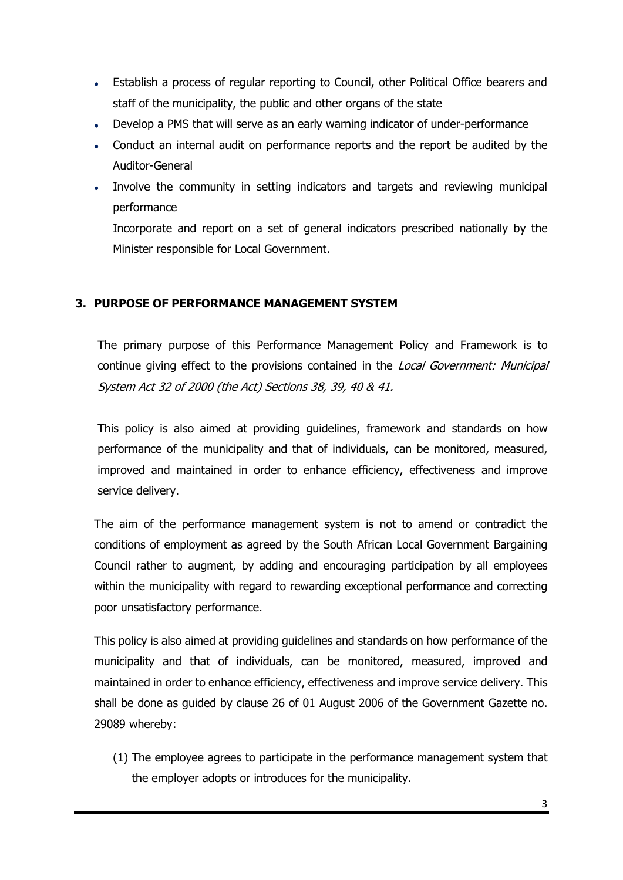- Establish a process of regular reporting to Council, other Political Office bearers and staff of the municipality, the public and other organs of the state
- Develop a PMS that will serve as an early warning indicator of under-performance
- Conduct an internal audit on performance reports and the report be audited by the Auditor-General
- Involve the community in setting indicators and targets and reviewing municipal performance

  Incorporate and report on a set of general indicators prescribed nationally by the Minister responsible for Local Government.

## 3. PURPOSE OF PERFORMANCE MANAGEMENT SYSTEM

The primary purpose of this Performance Management Policy and Framework is to continue giving effect to the provisions contained in the *Local Government: Municipal System Act 32 of 2000 (the Act) Sections 38, 39, 40 & 41.*

This policy is also aimed at providing guidelines, framework and standards on how performance of the municipality and that of individuals, can be monitored, measured, improved and maintained in order to enhance efficiency, effectiveness and improve service delivery.

The aim of the performance management system is not to amend or contradict the conditions of employment as agreed by the South African Local Government Bargaining Council rather to augment, by adding and encouraging participation by all employees within the municipality with regard to rewarding exceptional performance and correcting poor unsatisfactory performance.

This policy is also aimed at providing guidelines and standards on how performance of the municipality and that of individuals, can be monitored, measured, improved and maintained in order to enhance efficiency, effectiveness and improve service delivery. This shall be done as guided by clause 26 of 01 August 2006 of the Government Gazette no. 29089 whereby:

(1) The employee agrees to participate in the performance management system that the employer adopts or introduces for the municipality.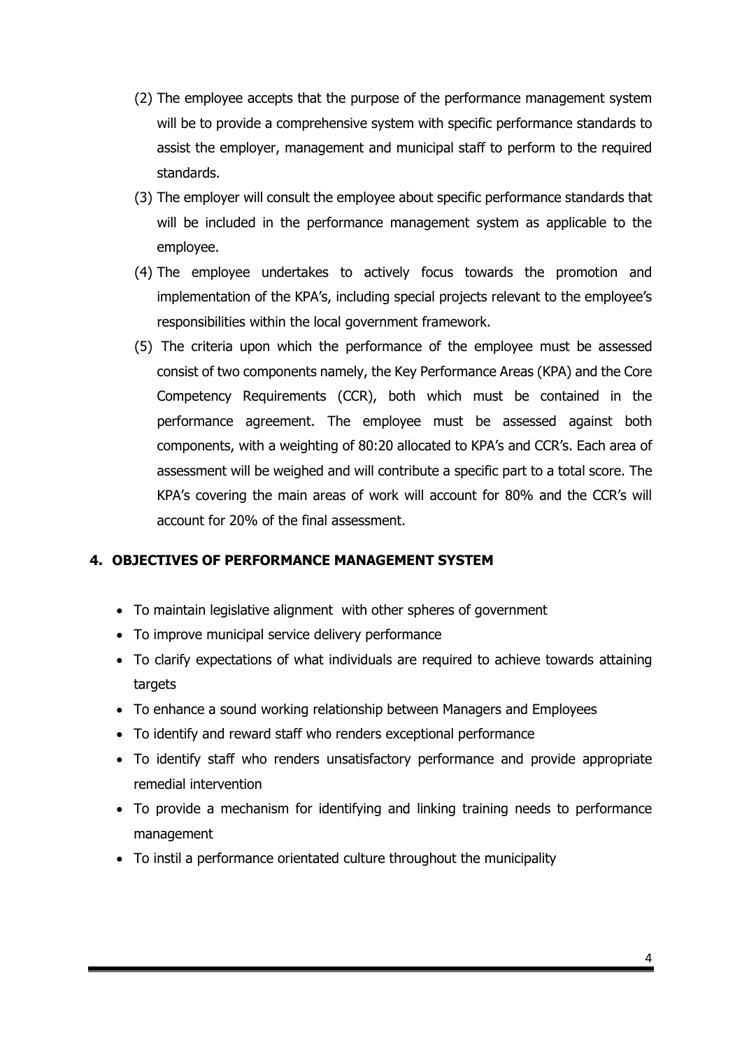(2) The employee accepts that the purpose of the performance management system will be to provide a comprehensive system with specific performance standards to assist the employer, management and municipal staff to perform to the required standards.

(3) The employer will consult the employee about specific performance standards that will be included in the performance management system as applicable to the employee.

(4) The employee undertakes to actively focus towards the promotion and implementation of the KPA's, including special projects relevant to the employee's responsibilities within the local government framework.

(5) The criteria upon which the performance of the employee must be assessed consist of two components namely, the Key Performance Areas (KPA) and the Core Competency Requirements (CCR), both which must be contained in the performance agreement. The employee must be assessed against both components, with a weighting of 80:20 allocated to KPA's and CCR's. Each area of assessment will be weighed and will contribute a specific part to a total score. The KPA's covering the main areas of work will account for 80% and the CCR's will account for 20% of the final assessment.

## 4. OBJECTIVES OF PERFORMANCE MANAGEMENT SYSTEM

- To maintain legislative alignment with other spheres of government
- To improve municipal service delivery performance
- To clarify expectations of what individuals are required to achieve towards attaining targets
- To enhance a sound working relationship between Managers and Employees
- To identify and reward staff who renders exceptional performance
- To identify staff who renders unsatisfactory performance and provide appropriate remedial intervention
- To provide a mechanism for identifying and linking training needs to performance management
- To instil a performance orientated culture throughout the municipality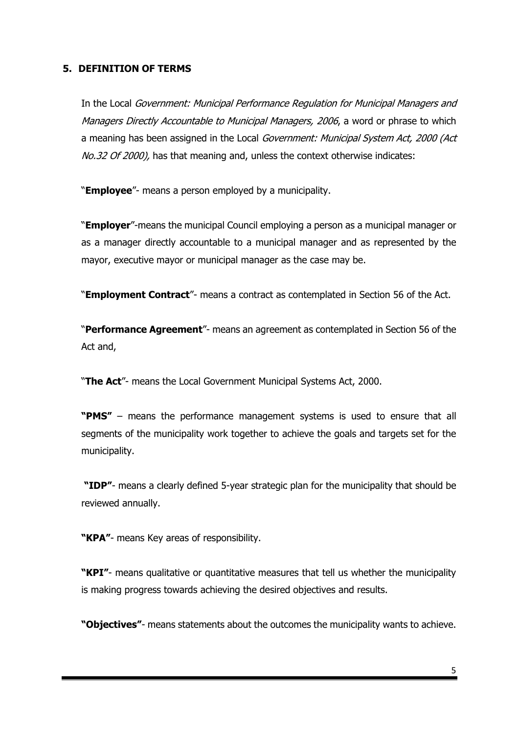## 5. DEFINITION OF TERMS

In the Local *Government: Municipal Performance Regulation for Municipal Managers and Managers Directly Accountable to Municipal Managers, 2006*, a word or phrase to which a meaning has been assigned in the Local *Government: Municipal System Act, 2000 (Act No.32 Of 2000),* has that meaning and, unless the context otherwise indicates:

"**Employee**"- means a person employed by a municipality.

"**Employer**"-means the municipal Council employing a person as a municipal manager or as a manager directly accountable to a municipal manager and as represented by the mayor, executive mayor or municipal manager as the case may be.

"**Employment Contract**"- means a contract as contemplated in Section 56 of the Act.

"**Performance Agreement**"- means an agreement as contemplated in Section 56 of the Act and,

"**The Act**"- means the Local Government Municipal Systems Act, 2000.

**"PMS"** – means the performance management systems is used to ensure that all segments of the municipality work together to achieve the goals and targets set for the municipality.

**"IDP"**- means a clearly defined 5-year strategic plan for the municipality that should be reviewed annually.

**"KPA"**- means Key areas of responsibility.

**"KPI"**- means qualitative or quantitative measures that tell us whether the municipality is making progress towards achieving the desired objectives and results.

**"Objectives"**- means statements about the outcomes the municipality wants to achieve.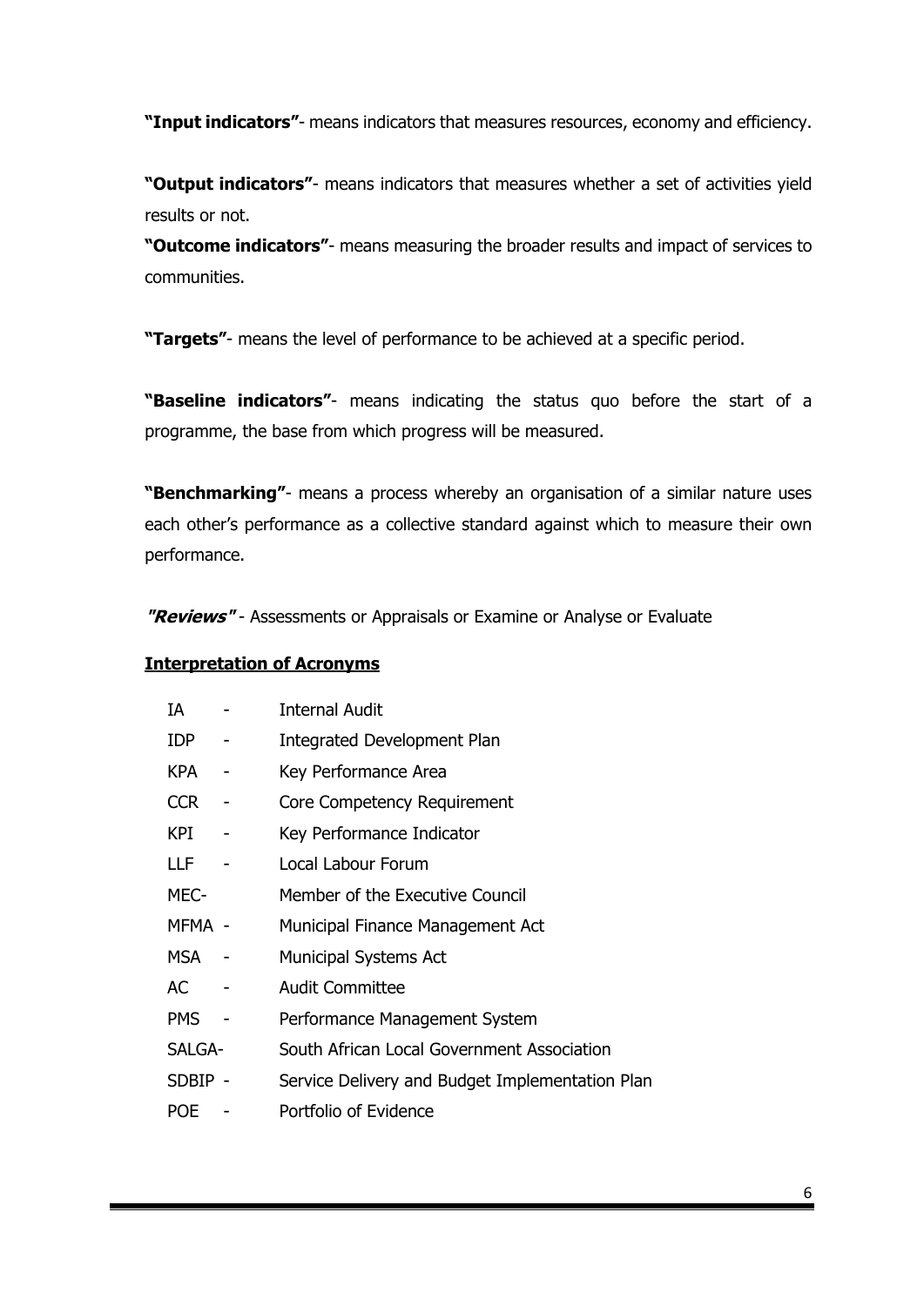**"Input indicators"**- means indicators that measures resources, economy and efficiency.

**"Output indicators"**- means indicators that measures whether a set of activities yield results or not.

**"Outcome indicators"**- means measuring the broader results and impact of services to communities.

**"Targets"**- means the level of performance to be achieved at a specific period.

**"Baseline indicators"**- means indicating the status quo before the start of a programme, the base from which progress will be measured.

**"Benchmarking"**- means a process whereby an organisation of a similar nature uses each other's performance as a collective standard against which to measure their own performance.

***"Reviews"*** - Assessments or Appraisals or Examine or Analyse or Evaluate

**Interpretation of Acronyms**

IA - Internal Audit
IDP - Integrated Development Plan
KPA - Key Performance Area
CCR - Core Competency Requirement
KPI - Key Performance Indicator
LLF - Local Labour Forum
MEC- Member of the Executive Council
MFMA - Municipal Finance Management Act
MSA - Municipal Systems Act
AC - Audit Committee
PMS - Performance Management System
SALGA- South African Local Government Association
SDBIP - Service Delivery and Budget Implementation Plan
POE - Portfolio of Evidence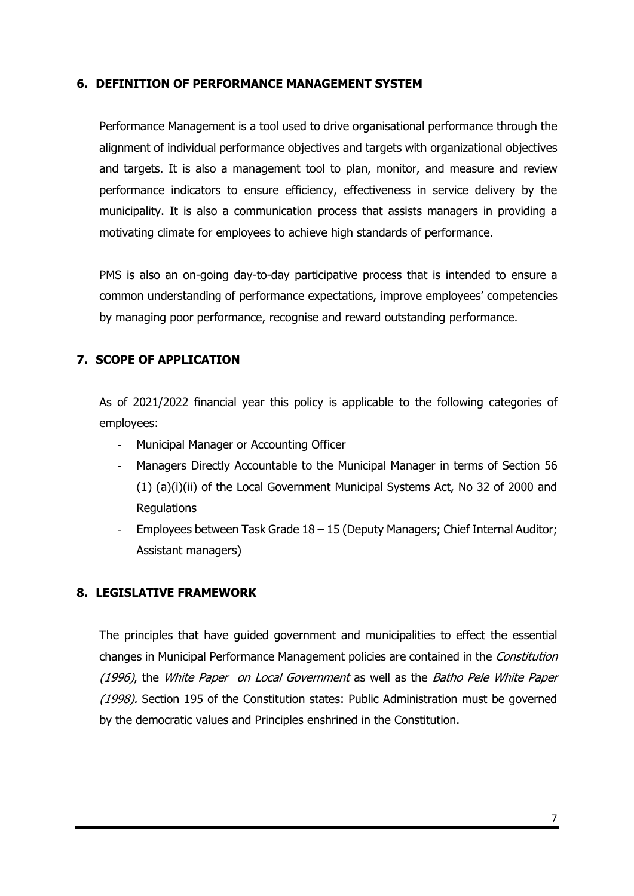## 6. DEFINITION OF PERFORMANCE MANAGEMENT SYSTEM

Performance Management is a tool used to drive organisational performance through the alignment of individual performance objectives and targets with organizational objectives and targets. It is also a management tool to plan, monitor, and measure and review performance indicators to ensure efficiency, effectiveness in service delivery by the municipality. It is also a communication process that assists managers in providing a motivating climate for employees to achieve high standards of performance.

PMS is also an on-going day-to-day participative process that is intended to ensure a common understanding of performance expectations, improve employees' competencies by managing poor performance, recognise and reward outstanding performance.

## 7. SCOPE OF APPLICATION

As of 2021/2022 financial year this policy is applicable to the following categories of employees:

- Municipal Manager or Accounting Officer
- Managers Directly Accountable to the Municipal Manager in terms of Section 56 (1) (a)(i)(ii) of the Local Government Municipal Systems Act, No 32 of 2000 and Regulations
- Employees between Task Grade 18 – 15 (Deputy Managers; Chief Internal Auditor; Assistant managers)

## 8. LEGISLATIVE FRAMEWORK

The principles that have guided government and municipalities to effect the essential changes in Municipal Performance Management policies are contained in the *Constitution (1996)*, the *White Paper on Local Government* as well as the *Batho Pele White Paper (1998).* Section 195 of the Constitution states: Public Administration must be governed by the democratic values and Principles enshrined in the Constitution.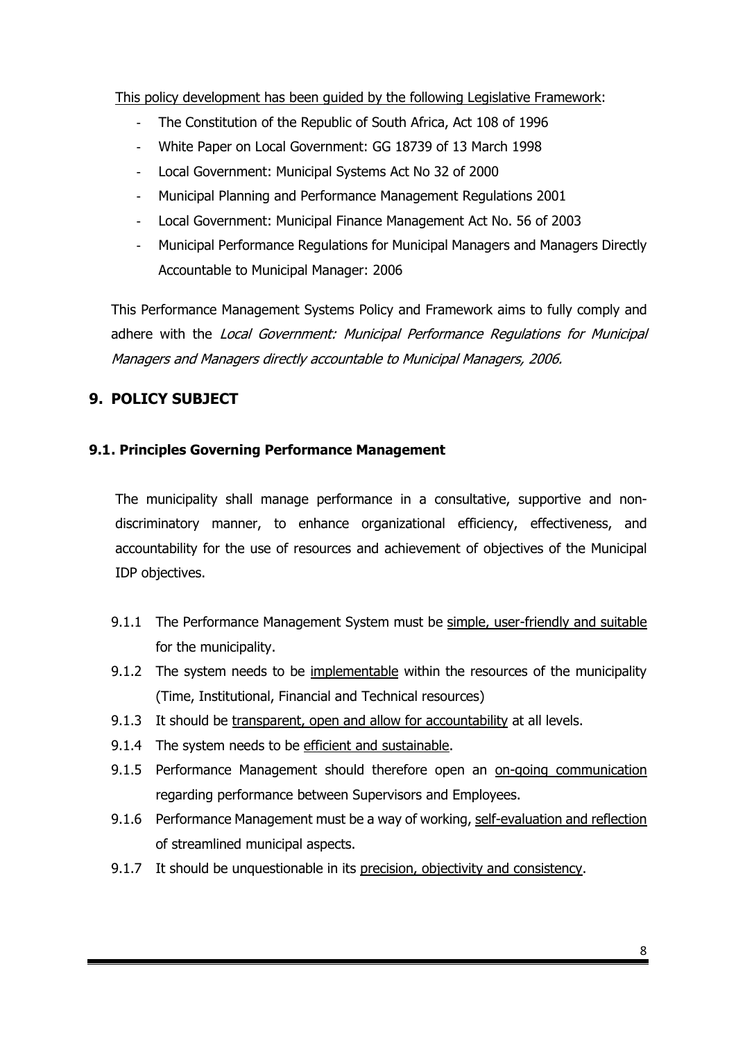This policy development has been guided by the following Legislative Framework:

- The Constitution of the Republic of South Africa, Act 108 of 1996
- White Paper on Local Government: GG 18739 of 13 March 1998
- Local Government: Municipal Systems Act No 32 of 2000
- Municipal Planning and Performance Management Regulations 2001
- Local Government: Municipal Finance Management Act No. 56 of 2003
- Municipal Performance Regulations for Municipal Managers and Managers Directly Accountable to Municipal Manager: 2006

This Performance Management Systems Policy and Framework aims to fully comply and adhere with the *Local Government: Municipal Performance Regulations for Municipal Managers and Managers directly accountable to Municipal Managers, 2006*.

## 9. POLICY SUBJECT

### 9.1. Principles Governing Performance Management

The municipality shall manage performance in a consultative, supportive and non-discriminatory manner, to enhance organizational efficiency, effectiveness, and accountability for the use of resources and achievement of objectives of the Municipal IDP objectives.

9.1.1 The Performance Management System must be simple, user-friendly and suitable for the municipality.

9.1.2 The system needs to be implementable within the resources of the municipality (Time, Institutional, Financial and Technical resources)

9.1.3 It should be transparent, open and allow for accountability at all levels.

9.1.4 The system needs to be efficient and sustainable.

9.1.5 Performance Management should therefore open an on-going communication regarding performance between Supervisors and Employees.

9.1.6 Performance Management must be a way of working, self-evaluation and reflection of streamlined municipal aspects.

9.1.7 It should be unquestionable in its precision, objectivity and consistency.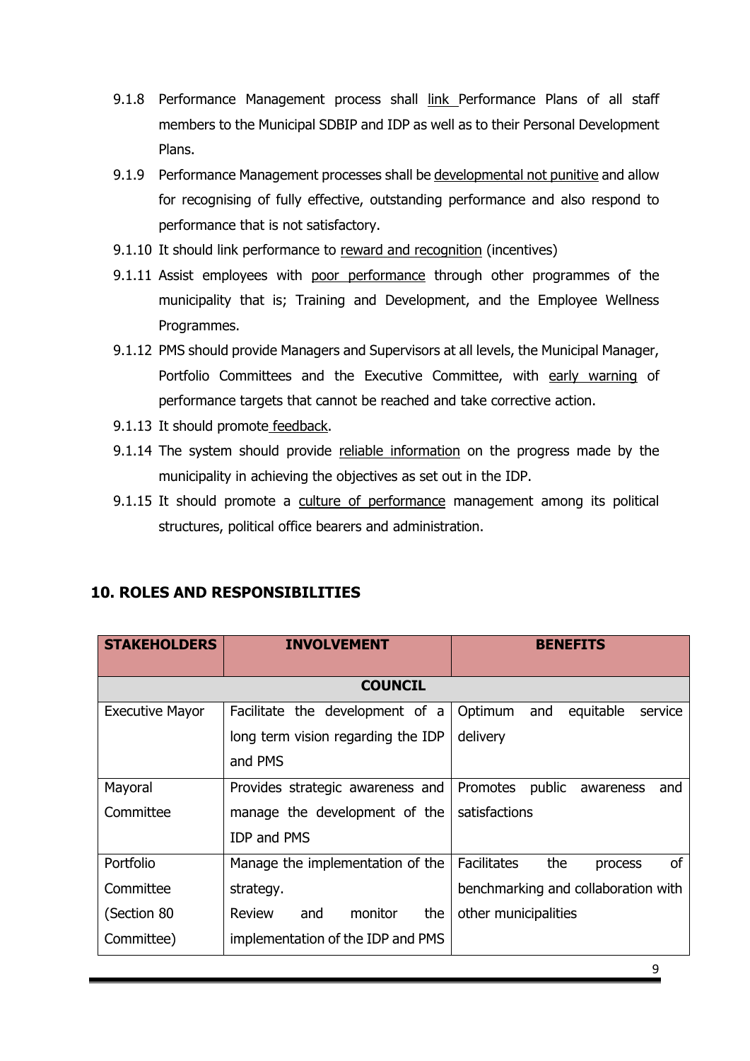9.1.8 Performance Management process shall link Performance Plans of all staff members to the Municipal SDBIP and IDP as well as to their Personal Development Plans.

9.1.9 Performance Management processes shall be developmental not punitive and allow for recognising of fully effective, outstanding performance and also respond to performance that is not satisfactory.

9.1.10 It should link performance to reward and recognition (incentives)

9.1.11 Assist employees with poor performance through other programmes of the municipality that is; Training and Development, and the Employee Wellness Programmes.

9.1.12 PMS should provide Managers and Supervisors at all levels, the Municipal Manager, Portfolio Committees and the Executive Committee, with early warning of performance targets that cannot be reached and take corrective action.

9.1.13 It should promote feedback.

9.1.14 The system should provide reliable information on the progress made by the municipality in achieving the objectives as set out in the IDP.

9.1.15 It should promote a culture of performance management among its political structures, political office bearers and administration.

## 10. ROLES AND RESPONSIBILITIES

| STAKEHOLDERS | INVOLVEMENT | BENEFITS |
|---|---|---|
| | **COUNCIL** | |
| Executive Mayor | Facilitate the development of a long term vision regarding the IDP and PMS | Optimum and equitable service delivery |
| Mayoral Committee | Provides strategic awareness and manage the development of the IDP and PMS | Promotes public awareness and satisfactions |
| Portfolio Committee (Section 80 Committee) | Manage the implementation of the strategy.<br>Review and monitor the implementation of the IDP and PMS | Facilitates the process of benchmarking and collaboration with other municipalities |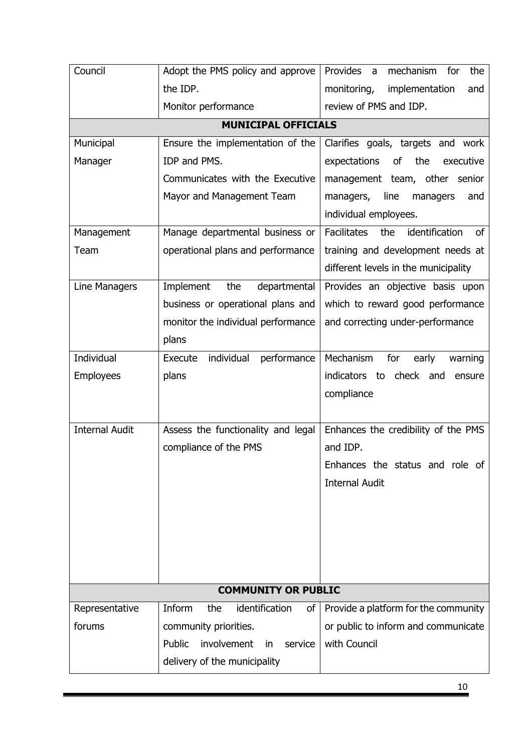| | | |
|---|---|---|
| Council | Adopt the PMS policy and approve the IDP.<br>Monitor performance | Provides a mechanism for the monitoring, implementation and review of PMS and IDP. |
| **MUNICIPAL OFFICIALS** | | |
| Municipal Manager | Ensure the implementation of the IDP and PMS.<br>Communicates with the Executive Mayor and Management Team | Clarifies goals, targets and work expectations of the executive management team, other senior managers, line managers and individual employees. |
| Management Team | Manage departmental business or operational plans and performance | Facilitates the identification of training and development needs at different levels in the municipality |
| Line Managers | Implement the departmental business or operational plans and monitor the individual performance plans | Provides an objective basis upon which to reward good performance and correcting under-performance |
| Individual Employees | Execute individual performance plans | Mechanism for early warning indicators to check and ensure compliance |
| Internal Audit | Assess the functionality and legal compliance of the PMS | Enhances the credibility of the PMS and IDP.<br>Enhances the status and role of Internal Audit |
| **COMMUNITY OR PUBLIC** | | |
| Representative forums | Inform the identification of community priorities.<br>Public involvement in service delivery of the municipality | Provide a platform for the community or public to inform and communicate with Council |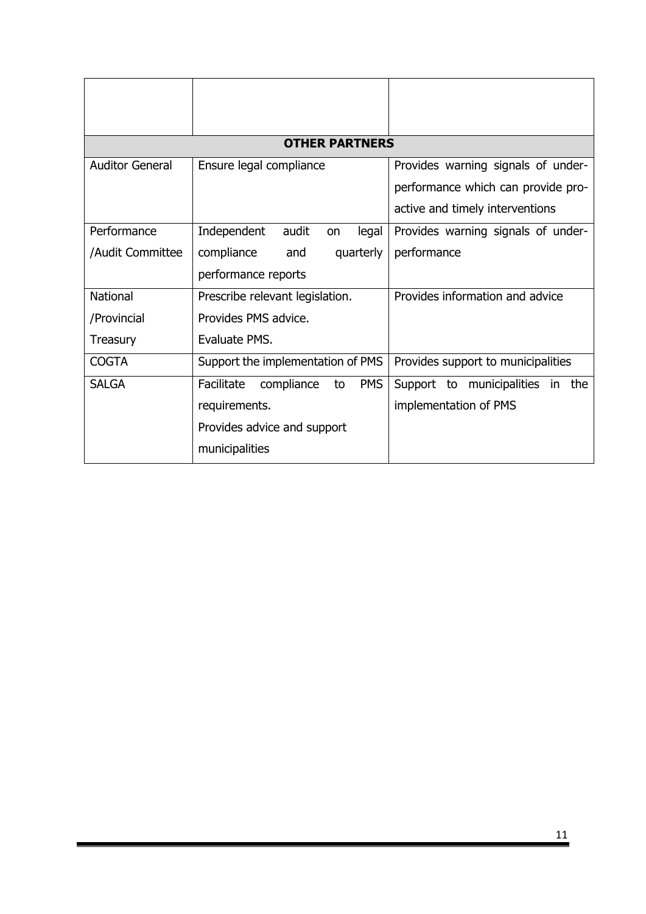| | | |
|---|---|---|
| | | |
| **OTHER PARTNERS** | | |
| Auditor General | Ensure legal compliance | Provides warning signals of under-performance which can provide pro-active and timely interventions |
| Performance /Audit Committee | Independent audit on legal compliance and quarterly performance reports | Provides warning signals of under-performance |
| National /Provincial Treasury | Prescribe relevant legislation. Provides PMS advice. Evaluate PMS. | Provides information and advice |
| COGTA | Support the implementation of PMS | Provides support to municipalities |
| SALGA | Facilitate compliance to PMS requirements. Provides advice and support municipalities | Support to municipalities in the implementation of PMS |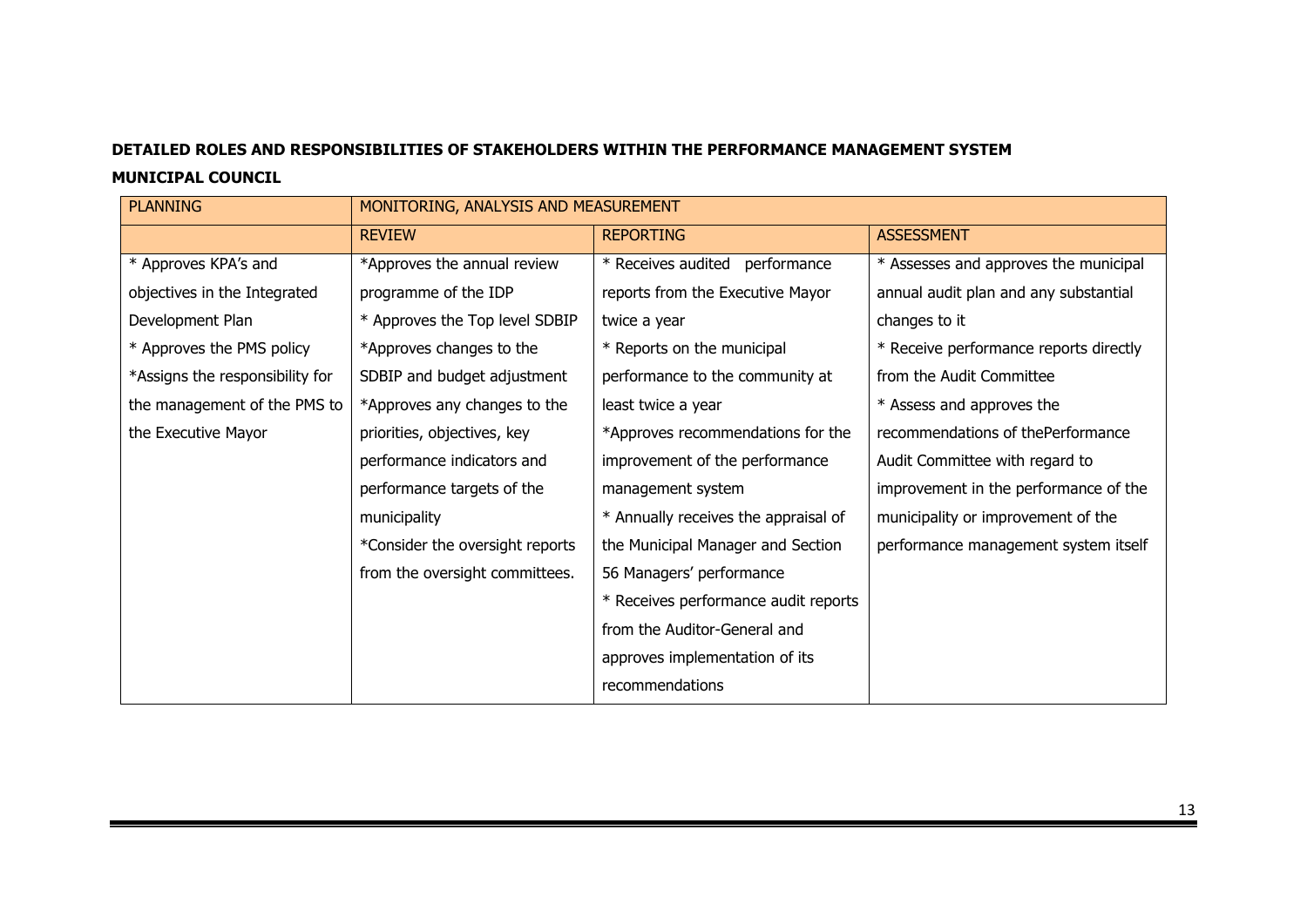**DETAILED ROLES AND RESPONSIBILITIES OF STAKEHOLDERS WITHIN THE PERFORMANCE MANAGEMENT SYSTEM**

**MUNICIPAL COUNCIL**

| PLANNING | MONITORING, ANALYSIS AND MEASUREMENT | | |
|---|---|---|---|
| | REVIEW | REPORTING | ASSESSMENT |
| * Approves KPA's and objectives in the Integrated Development Plan<br>* Approves the PMS policy<br>*Assigns the responsibility for the management of the PMS to the Executive Mayor | *Approves the annual review programme of the IDP<br>* Approves the Top level SDBIP<br>*Approves changes to the SDBIP and budget adjustment<br>*Approves any changes to the priorities, objectives, key performance indicators and performance targets of the municipality<br>*Consider the oversight reports from the oversight committees. | * Receives audited performance reports from the Executive Mayor twice a year<br>* Reports on the municipal performance to the community at least twice a year<br>*Approves recommendations for the improvement of the performance management system<br>* Annually receives the appraisal of the Municipal Manager and Section 56 Managers' performance<br>* Receives performance audit reports from the Auditor-General and approves implementation of its recommendations | * Assesses and approves the municipal annual audit plan and any substantial changes to it<br>* Receive performance reports directly from the Audit Committee<br>* Assess and approves the recommendations of thePerformance Audit Committee with regard to improvement in the performance of the municipality or improvement of the performance management system itself |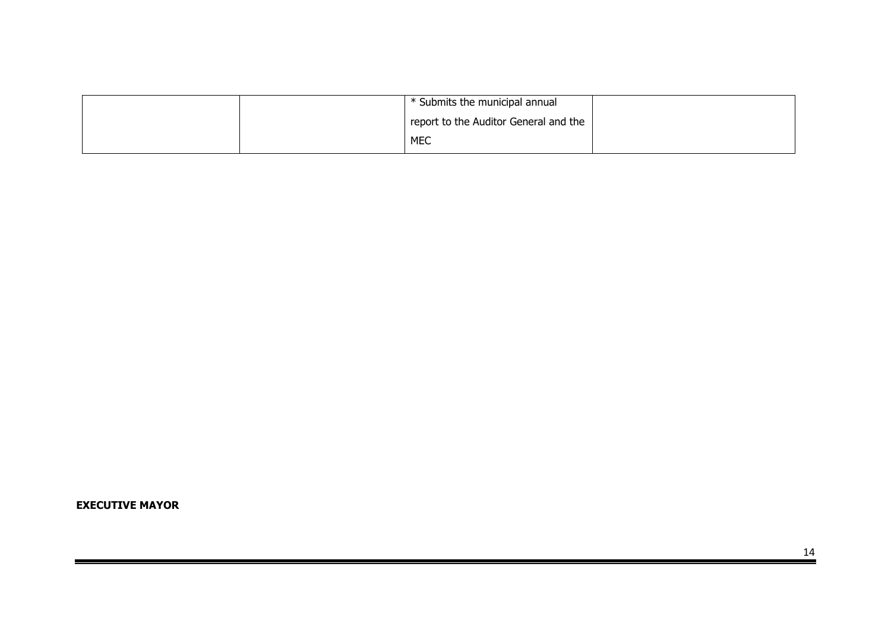| | | * Submits the municipal annual report to the Auditor General and the MEC | |
|---|---|---|---|

**EXECUTIVE MAYOR**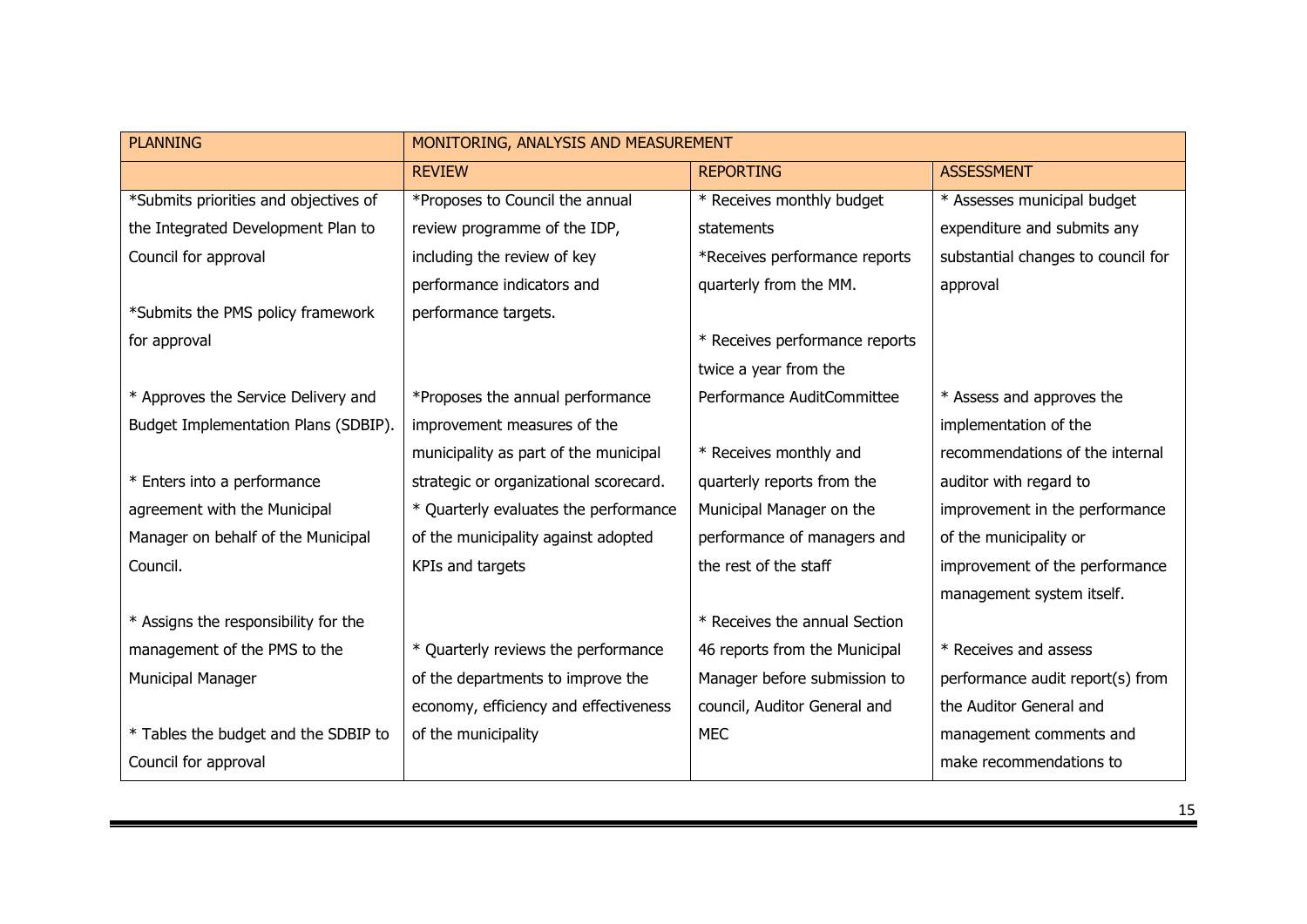| PLANNING | MONITORING, ANALYSIS AND MEASUREMENT | | |
|---|---|---|---|
| | REVIEW | REPORTING | ASSESSMENT |
| *Submits priorities and objectives of the Integrated Development Plan to Council for approval<br><br>*Submits the PMS policy framework for approval<br><br>* Approves the Service Delivery and Budget Implementation Plans (SDBIP).<br><br>* Enters into a performance agreement with the Municipal Manager on behalf of the Municipal Council.<br><br>* Assigns the responsibility for the management of the PMS to the Municipal Manager<br><br>* Tables the budget and the SDBIP to Council for approval | *Proposes to Council the annual review programme of the IDP, including the review of key performance indicators and performance targets.<br><br>*Proposes the annual performance improvement measures of the municipality as part of the municipal strategic or organizational scorecard.<br>* Quarterly evaluates the performance of the municipality against adopted KPIs and targets<br><br>* Quarterly reviews the performance of the departments to improve the economy, efficiency and effectiveness of the municipality | * Receives monthly budget statements<br>*Receives performance reports quarterly from the MM.<br><br>* Receives performance reports twice a year from the Performance AuditCommittee<br><br>* Receives monthly and quarterly reports from the Municipal Manager on the performance of managers and the rest of the staff<br><br>* Receives the annual Section 46 reports from the Municipal Manager before submission to council, Auditor General and MEC | * Assesses municipal budget expenditure and submits any substantial changes to council for approval<br><br>* Assess and approves the implementation of the recommendations of the internal auditor with regard to improvement in the performance of the municipality or improvement of the performance management system itself.<br><br>* Receives and assess performance audit report(s) from the Auditor General and management comments and make recommendations to |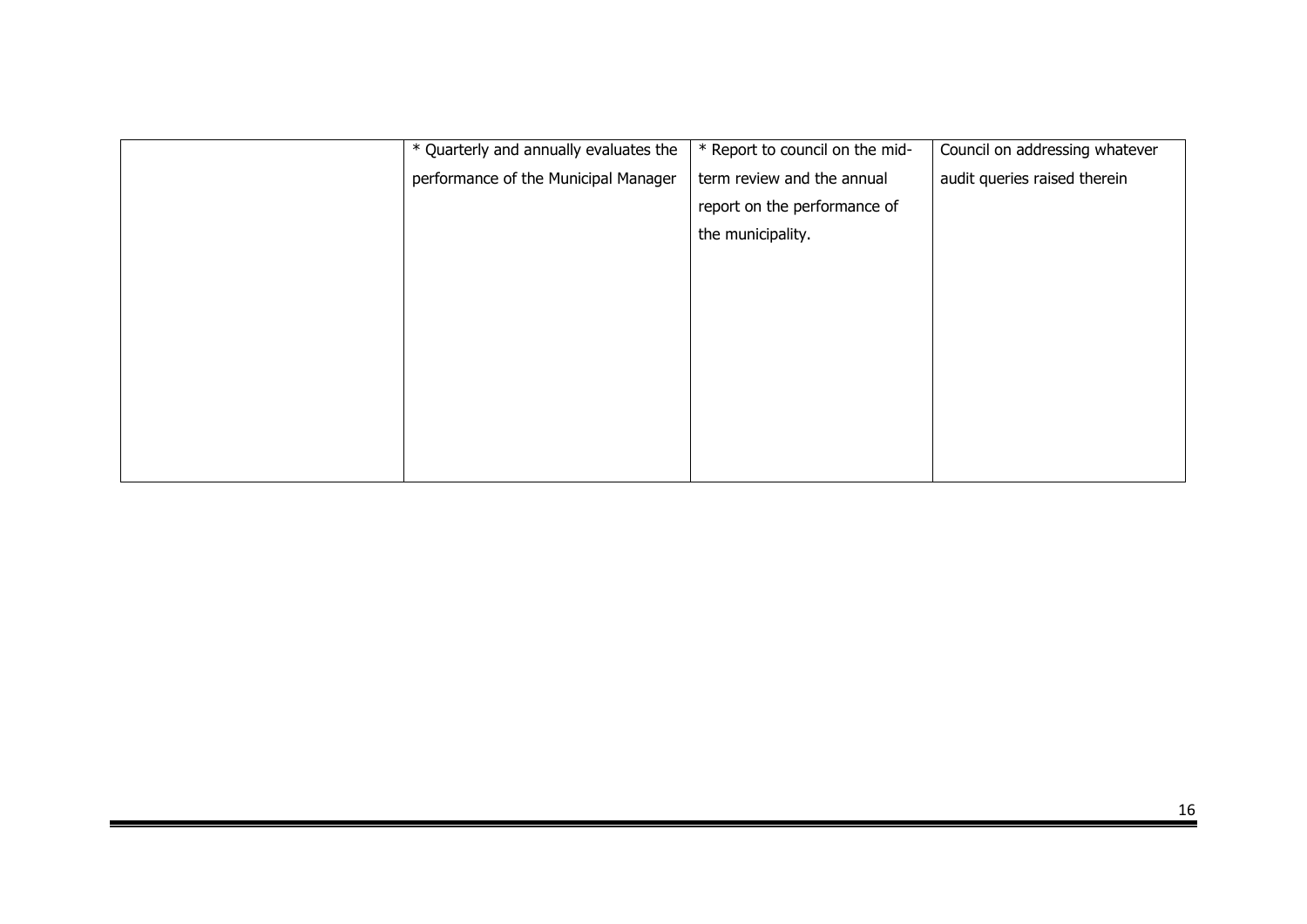| | | | |
|---|---|---|---|
| | * Quarterly and annually evaluates the performance of the Municipal Manager | * Report to council on the mid-term review and the annual report on the performance of the municipality. | Council on addressing whatever audit queries raised therein |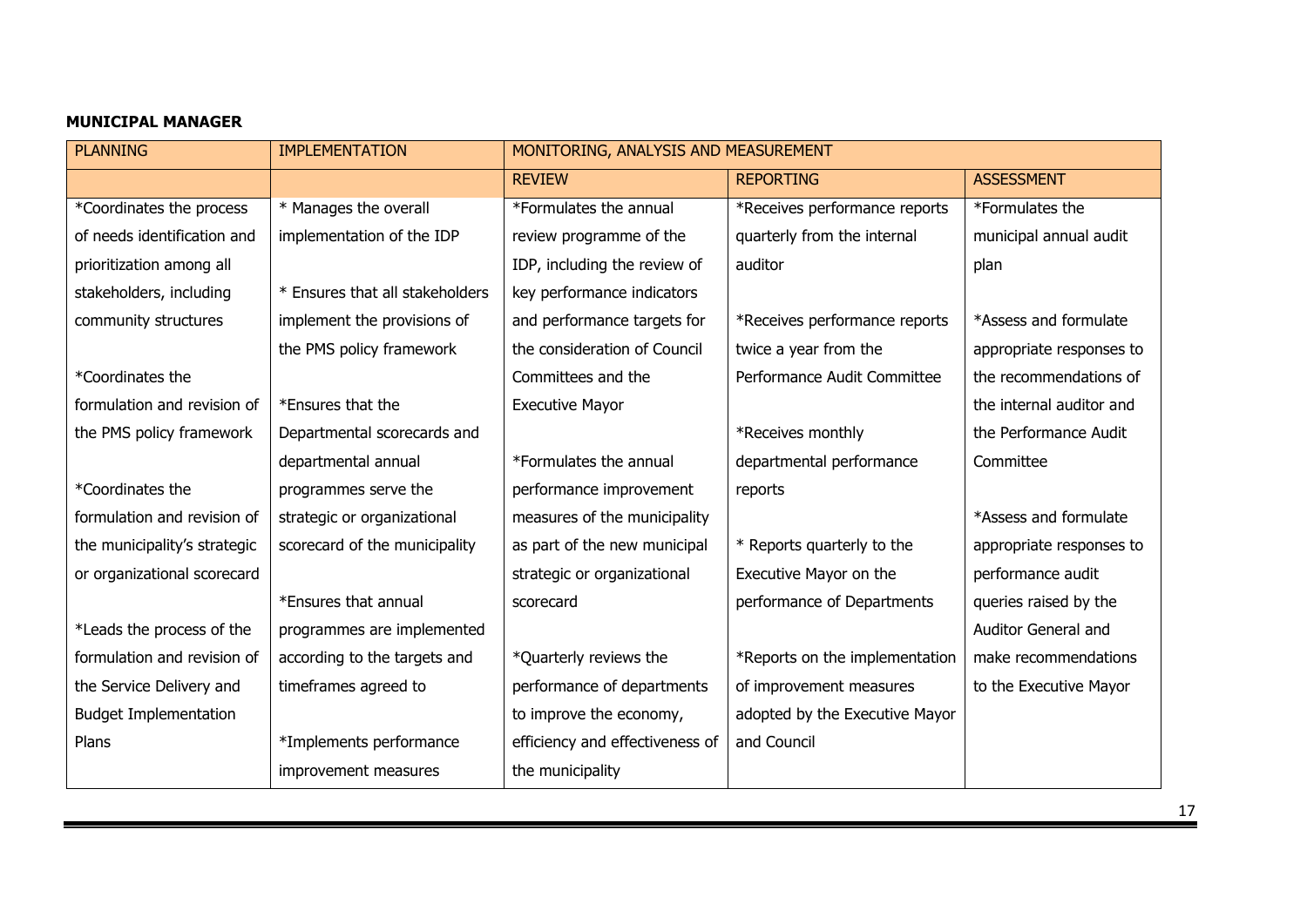**MUNICIPAL MANAGER**

| PLANNING | IMPLEMENTATION | MONITORING, ANALYSIS AND MEASUREMENT | | |
|---|---|---|---|---|
| | | REVIEW | REPORTING | ASSESSMENT |
| *Coordinates the process of needs identification and prioritization among all stakeholders, including community structures<br><br>*Coordinates the formulation and revision of the PMS policy framework<br><br>*Coordinates the formulation and revision of the municipality's strategic or organizational scorecard<br><br>*Leads the process of the formulation and revision of the Service Delivery and Budget Implementation Plans | * Manages the overall implementation of the IDP<br><br>* Ensures that all stakeholders implement the provisions of the PMS policy framework<br><br>*Ensures that the Departmental scorecards and departmental annual programmes serve the strategic or organizational scorecard of the municipality<br><br>*Ensures that annual programmes are implemented according to the targets and timeframes agreed to<br><br>*Implements performance improvement measures | *Formulates the annual review programme of the IDP, including the review of key performance indicators and performance targets for the consideration of Council Committees and the Executive Mayor<br><br>*Formulates the annual performance improvement measures of the municipality as part of the new municipal strategic or organizational scorecard<br><br>*Quarterly reviews the performance of departments to improve the economy, efficiency and effectiveness of the municipality | *Receives performance reports quarterly from the internal auditor<br><br>*Receives performance reports twice a year from the Performance Audit Committee<br><br>*Receives monthly departmental performance reports<br><br>* Reports quarterly to the Executive Mayor on the performance of Departments<br><br>*Reports on the implementation of improvement measures adopted by the Executive Mayor and Council | *Formulates the municipal annual audit plan<br><br>*Assess and formulate appropriate responses to the recommendations of the internal auditor and the Performance Audit Committee<br><br>*Assess and formulate appropriate responses to performance audit queries raised by the Auditor General and make recommendations to the Executive Mayor |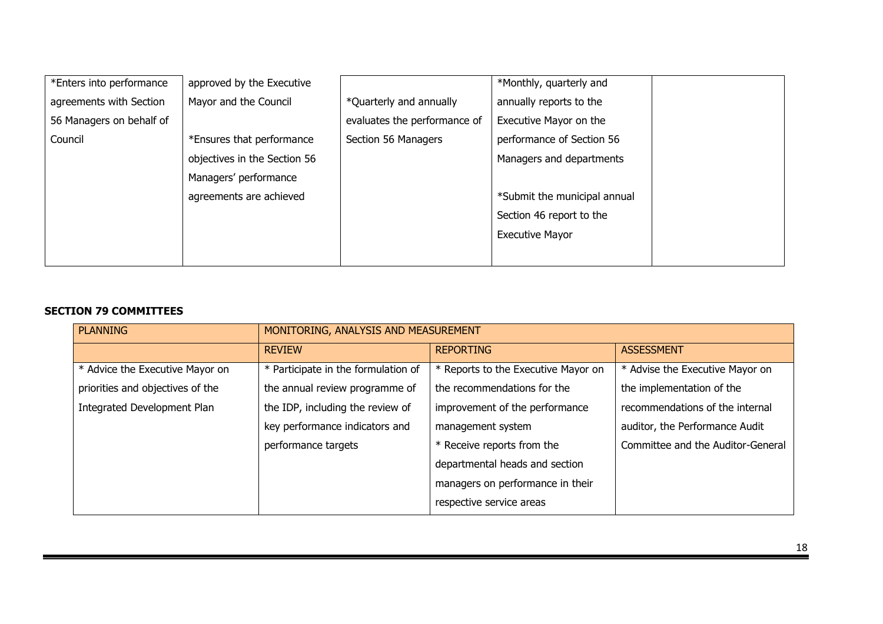| *Enters into performance agreements with Section 56 Managers on behalf of Council | approved by the Executive Mayor and the Council<br><br>*Ensures that performance objectives in the Section 56 Managers' performance agreements are achieved | *Quarterly and annually evaluates the performance of Section 56 Managers | *Monthly, quarterly and annually reports to the Executive Mayor on the performance of Section 56 Managers and departments<br><br>*Submit the municipal annual Section 46 report to the Executive Mayor | |
|---|---|---|---|---|

**SECTION 79 COMMITTEES**

| PLANNING | MONITORING, ANALYSIS AND MEASUREMENT | | |
|---|---|---|---|
| | REVIEW | REPORTING | ASSESSMENT |
| * Advice the Executive Mayor on priorities and objectives of the Integrated Development Plan | * Participate in the formulation of the annual review programme of the IDP, including the review of key performance indicators and performance targets | * Reports to the Executive Mayor on the recommendations for the improvement of the performance management system<br>* Receive reports from the departmental heads and section managers on performance in their respective service areas | * Advise the Executive Mayor on the implementation of the recommendations of the internal auditor, the Performance Audit Committee and the Auditor-General |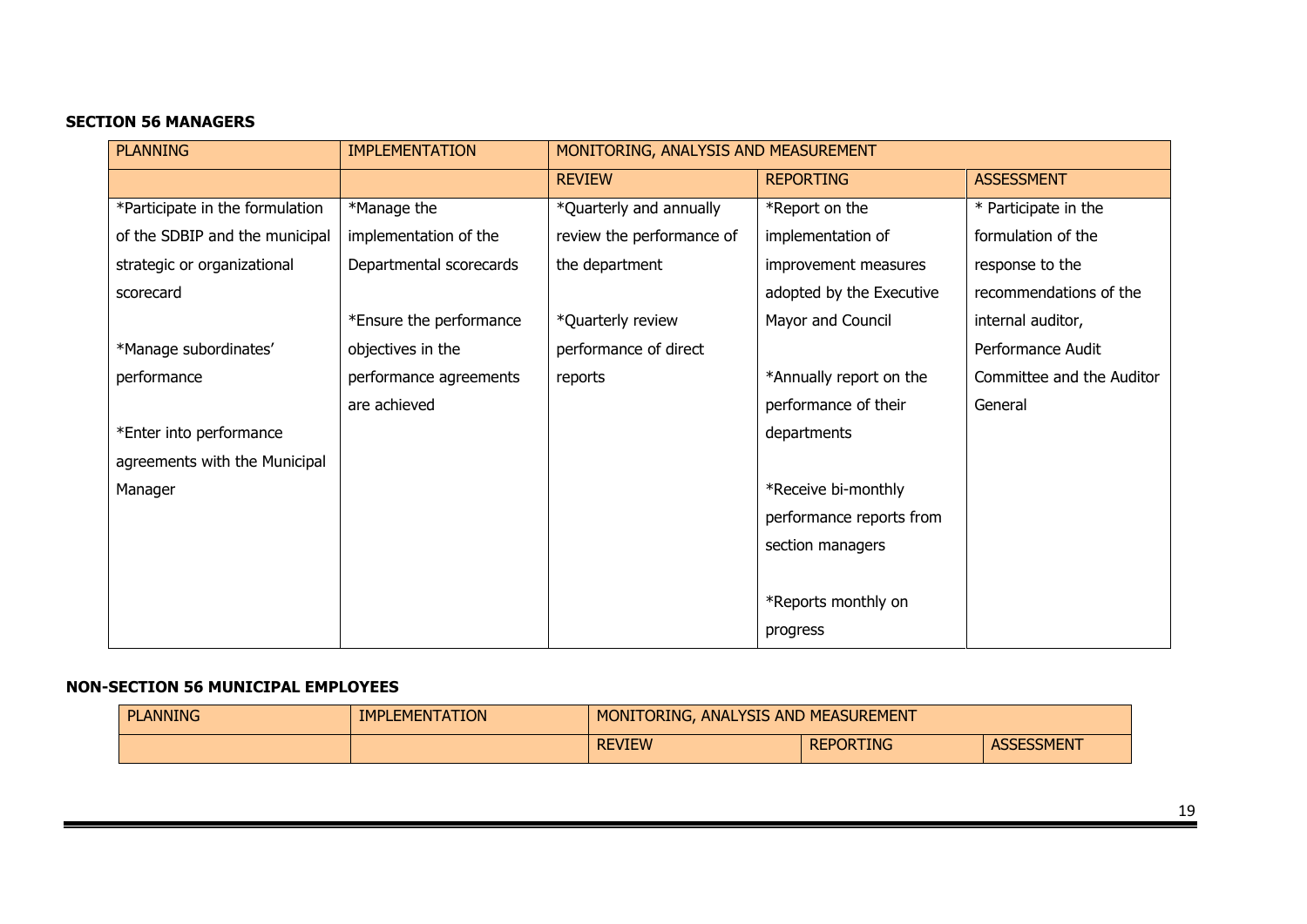**SECTION 56 MANAGERS**

| PLANNING | IMPLEMENTATION | MONITORING, ANALYSIS AND MEASUREMENT | | |
|---|---|---|---|---|
| | | REVIEW | REPORTING | ASSESSMENT |
| *Participate in the formulation of the SDBIP and the municipal strategic or organizational scorecard<br><br>*Manage subordinates' performance<br><br>*Enter into performance agreements with the Municipal Manager | *Manage the implementation of the Departmental scorecards<br><br>*Ensure the performance objectives in the performance agreements are achieved | *Quarterly and annually review the performance of the department<br><br>*Quarterly review performance of direct reports | *Report on the implementation of improvement measures adopted by the Executive Mayor and Council<br><br>*Annually report on the performance of their departments<br><br>*Receive bi-monthly performance reports from section managers<br><br>*Reports monthly on progress | * Participate in the formulation of the response to the recommendations of the internal auditor, Performance Audit Committee and the Auditor General |

**NON-SECTION 56 MUNICIPAL EMPLOYEES**

| PLANNING | IMPLEMENTATION | MONITORING, ANALYSIS AND MEASUREMENT | | |
|---|---|---|---|---|
| | | REVIEW | REPORTING | ASSESSMENT |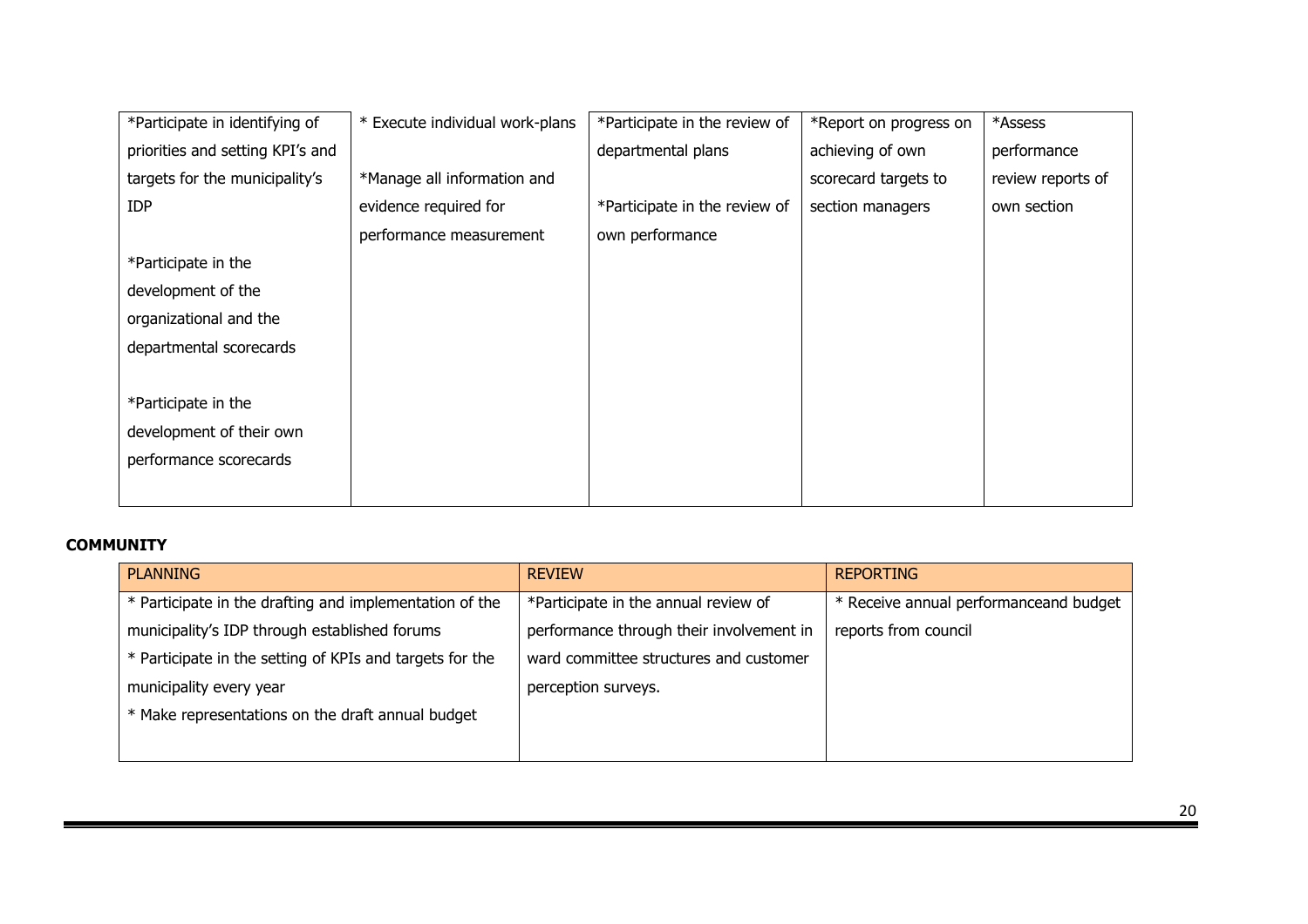| | | | | |
|---|---|---|---|---|
| *Participate in identifying of priorities and setting KPI's and targets for the municipality's IDP<br><br>*Participate in the development of the organizational and the departmental scorecards<br><br>*Participate in the development of their own performance scorecards | * Execute individual work-plans<br><br>*Manage all information and evidence required for performance measurement | *Participate in the review of departmental plans<br><br>*Participate in the review of own performance | *Report on progress on achieving of own scorecard targets to section managers | *Assess performance review reports of own section |

**COMMUNITY**

| PLANNING | REVIEW | REPORTING |
|---|---|---|
| * Participate in the drafting and implementation of the municipality's IDP through established forums<br>* Participate in the setting of KPIs and targets for the municipality every year<br>* Make representations on the draft annual budget | *Participate in the annual review of performance through their involvement in ward committee structures and customer perception surveys. | * Receive annual performanceand budget reports from council |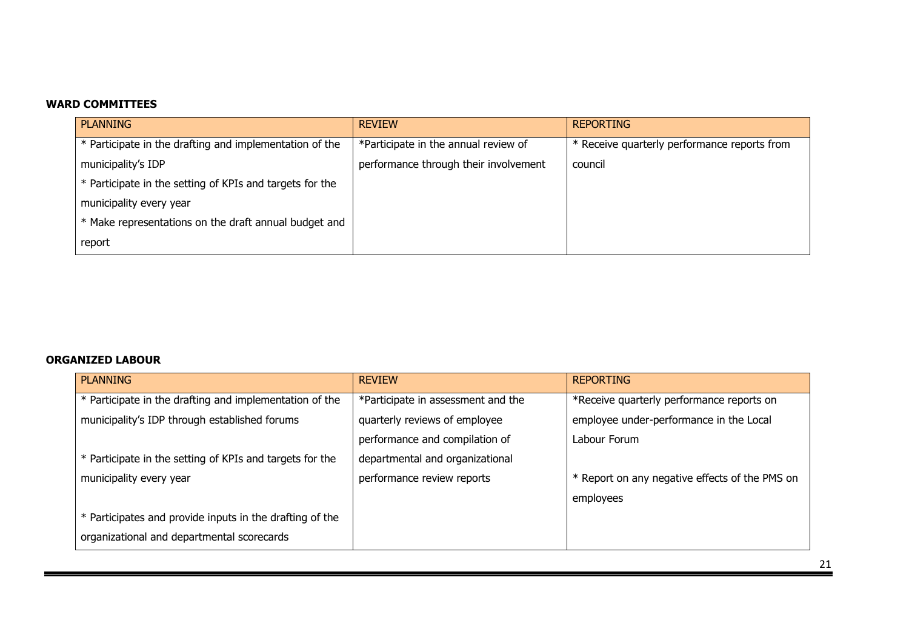**WARD COMMITTEES**

| PLANNING | REVIEW | REPORTING |
| --- | --- | --- |
| * Participate in the drafting and implementation of the municipality's IDP<br>* Participate in the setting of KPIs and targets for the municipality every year<br>* Make representations on the draft annual budget and report | *Participate in the annual review of performance through their involvement | * Receive quarterly performance reports from council |

**ORGANIZED LABOUR**

| PLANNING | REVIEW | REPORTING |
| --- | --- | --- |
| * Participate in the drafting and implementation of the municipality's IDP through established forums<br><br>* Participate in the setting of KPIs and targets for the municipality every year<br><br>* Participates and provide inputs in the drafting of the organizational and departmental scorecards | *Participate in assessment and the quarterly reviews of employee performance and compilation of departmental and organizational performance review reports | *Receive quarterly performance reports on employee under-performance in the Local Labour Forum<br><br>* Report on any negative effects of the PMS on employees |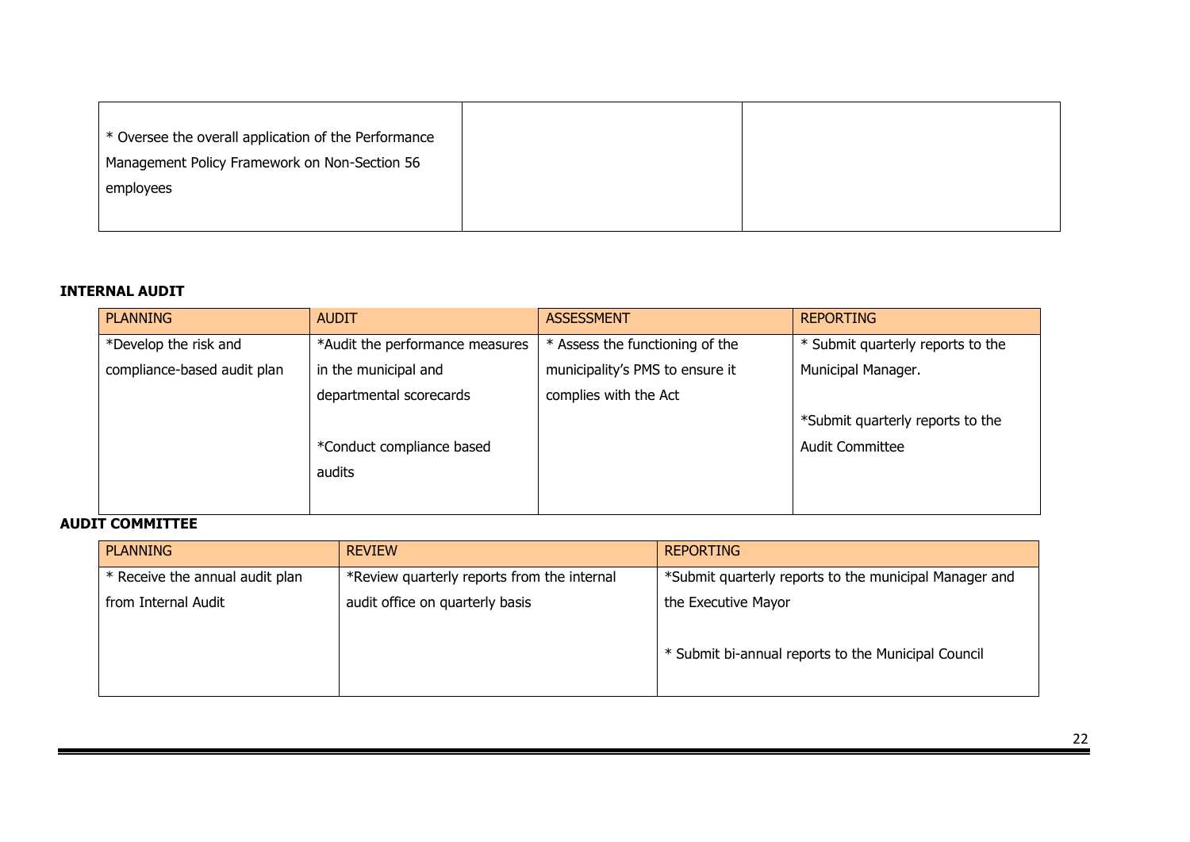| * Oversee the overall application of the Performance Management Policy Framework on Non-Section 56 employees | | |
|---|---|---|

**INTERNAL AUDIT**

| PLANNING | AUDIT | ASSESSMENT | REPORTING |
|---|---|---|---|
| *Develop the risk and compliance-based audit plan | *Audit the performance measures in the municipal and departmental scorecards<br><br>*Conduct compliance based audits | * Assess the functioning of the municipality's PMS to ensure it complies with the Act | * Submit quarterly reports to the Municipal Manager.<br><br>*Submit quarterly reports to the Audit Committee |

**AUDIT COMMITTEE**

| PLANNING | REVIEW | REPORTING |
|---|---|---|
| * Receive the annual audit plan from Internal Audit | *Review quarterly reports from the internal audit office on quarterly basis | *Submit quarterly reports to the municipal Manager and the Executive Mayor<br><br>* Submit bi-annual reports to the Municipal Council |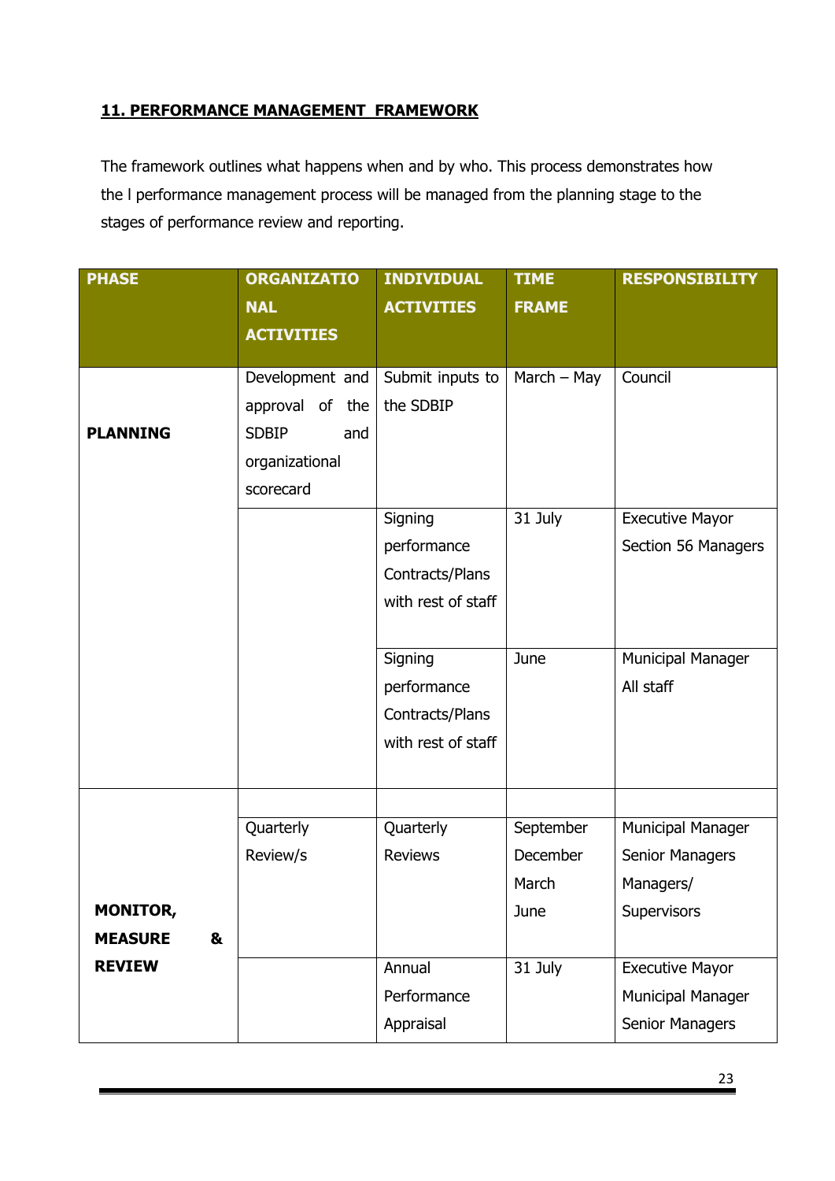## 11. PERFORMANCE MANAGEMENT FRAMEWORK

The framework outlines what happens when and by who. This process demonstrates how the l performance management process will be managed from the planning stage to the stages of performance review and reporting.

| PHASE | ORGANIZATIONAL ACTIVITIES | INDIVIDUAL ACTIVITIES | TIME FRAME | RESPONSIBILITY |
|---|---|---|---|---|
| **PLANNING** | Development and approval of the SDBIP and organizational scorecard | Submit inputs to the SDBIP | March – May | Council |
| | | Signing performance Contracts/Plans with rest of staff | 31 July | Executive Mayor<br>Section 56 Managers |
| | | Signing performance Contracts/Plans with rest of staff | June | Municipal Manager<br>All staff |
| **MONITOR, MEASURE & REVIEW** | | | | |
| | Quarterly Review/s | Quarterly Reviews | September<br>December<br>March<br>June | Municipal Manager<br>Senior Managers<br>Managers/<br>Supervisors |
| | | Annual Performance Appraisal | 31 July | Executive Mayor<br>Municipal Manager<br>Senior Managers |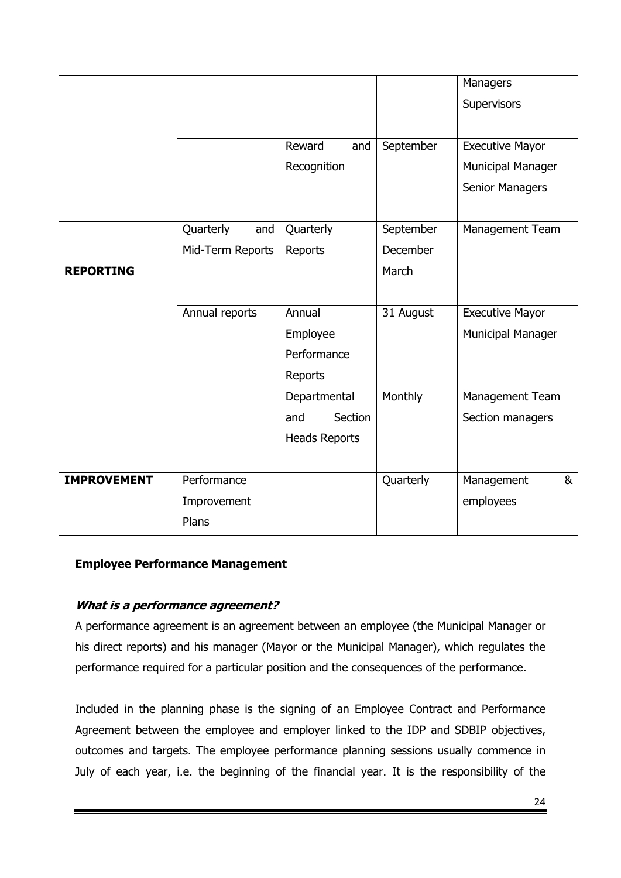| | | | | |
|---|---|---|---|---|
| | | | | Managers<br>Supervisors |
| | | Reward and Recognition | September | Executive Mayor<br>Municipal Manager<br>Senior Managers |
| **REPORTING** | Quarterly and Mid-Term Reports | Quarterly Reports | September<br>December<br>March | Management Team |
| | Annual reports | Annual Employee Performance Reports | 31 August | Executive Mayor<br>Municipal Manager |
| | | Departmental and Section Heads Reports | Monthly | Management Team<br>Section managers |
| **IMPROVEMENT** | Performance Improvement Plans | | Quarterly | Management & employees |

**Employee Performance Management**

***What is a performance agreement?***

A performance agreement is an agreement between an employee (the Municipal Manager or his direct reports) and his manager (Mayor or the Municipal Manager), which regulates the performance required for a particular position and the consequences of the performance.

Included in the planning phase is the signing of an Employee Contract and Performance Agreement between the employee and employer linked to the IDP and SDBIP objectives, outcomes and targets. The employee performance planning sessions usually commence in July of each year, i.e. the beginning of the financial year. It is the responsibility of the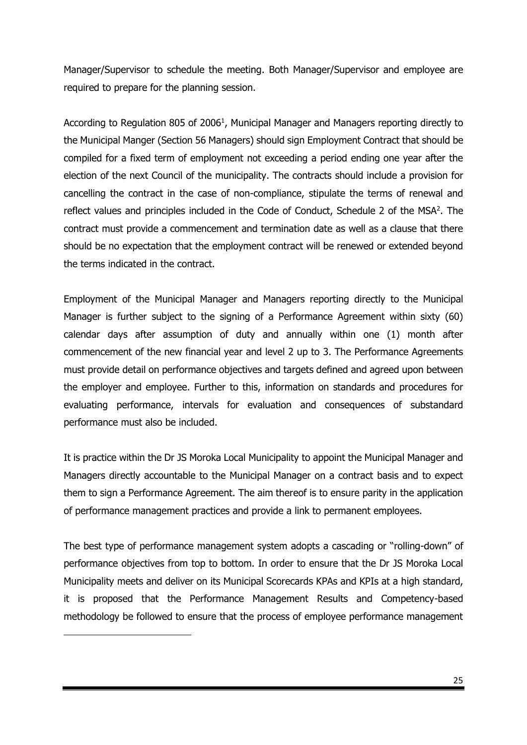Manager/Supervisor to schedule the meeting. Both Manager/Supervisor and employee are required to prepare for the planning session.

According to Regulation 805 of 2006[1], Municipal Manager and Managers reporting directly to the Municipal Manger (Section 56 Managers) should sign Employment Contract that should be compiled for a fixed term of employment not exceeding a period ending one year after the election of the next Council of the municipality. The contracts should include a provision for cancelling the contract in the case of non-compliance, stipulate the terms of renewal and reflect values and principles included in the Code of Conduct, Schedule 2 of the MSA[2]. The contract must provide a commencement and termination date as well as a clause that there should be no expectation that the employment contract will be renewed or extended beyond the terms indicated in the contract.

Employment of the Municipal Manager and Managers reporting directly to the Municipal Manager is further subject to the signing of a Performance Agreement within sixty (60) calendar days after assumption of duty and annually within one (1) month after commencement of the new financial year and level 2 up to 3. The Performance Agreements must provide detail on performance objectives and targets defined and agreed upon between the employer and employee. Further to this, information on standards and procedures for evaluating performance, intervals for evaluation and consequences of substandard performance must also be included.

It is practice within the Dr JS Moroka Local Municipality to appoint the Municipal Manager and Managers directly accountable to the Municipal Manager on a contract basis and to expect them to sign a Performance Agreement. The aim thereof is to ensure parity in the application of performance management practices and provide a link to permanent employees.

The best type of performance management system adopts a cascading or "rolling-down" of performance objectives from top to bottom. In order to ensure that the Dr JS Moroka Local Municipality meets and deliver on its Municipal Scorecards KPAs and KPIs at a high standard, it is proposed that the Performance Management Results and Competency-based methodology be followed to ensure that the process of employee performance management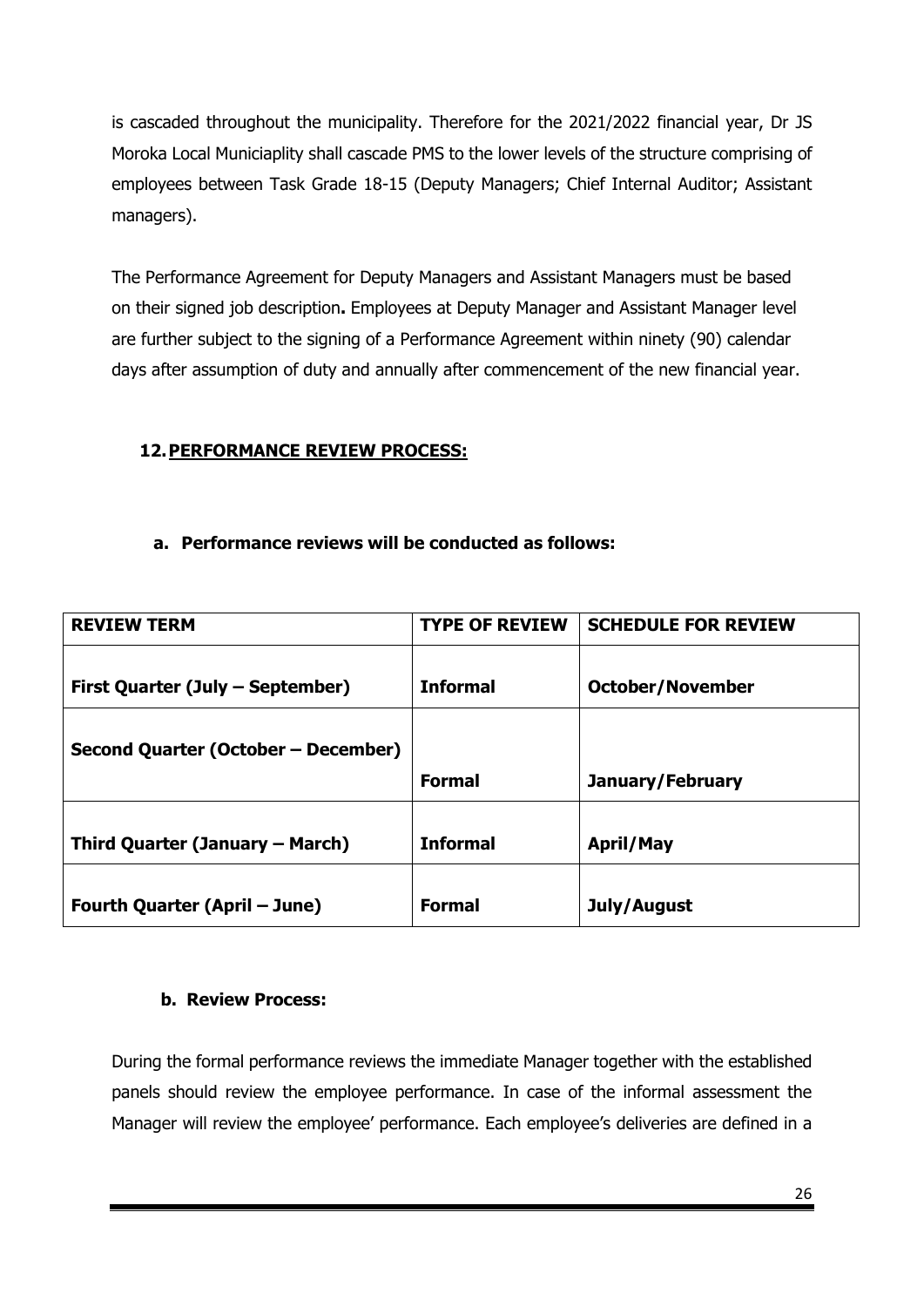is cascaded throughout the municipality. Therefore for the 2021/2022 financial year, Dr JS Moroka Local Municiaplity shall cascade PMS to the lower levels of the structure comprising of employees between Task Grade 18-15 (Deputy Managers; Chief Internal Auditor; Assistant managers).

The Performance Agreement for Deputy Managers and Assistant Managers must be based on their signed job description**.** Employees at Deputy Manager and Assistant Manager level are further subject to the signing of a Performance Agreement within ninety (90) calendar days after assumption of duty and annually after commencement of the new financial year.

## 12. PERFORMANCE REVIEW PROCESS:

### a. Performance reviews will be conducted as follows:

| REVIEW TERM | TYPE OF REVIEW | SCHEDULE FOR REVIEW |
|---|---|---|
| **First Quarter (July – September)** | **Informal** | **October/November** |
| **Second Quarter (October – December)** | **Formal** | **January/February** |
| **Third Quarter (January – March)** | **Informal** | **April/May** |
| **Fourth Quarter (April – June)** | **Formal** | **July/August** |

### b. Review Process:

During the formal performance reviews the immediate Manager together with the established panels should review the employee performance. In case of the informal assessment the Manager will review the employee' performance. Each employee's deliveries are defined in a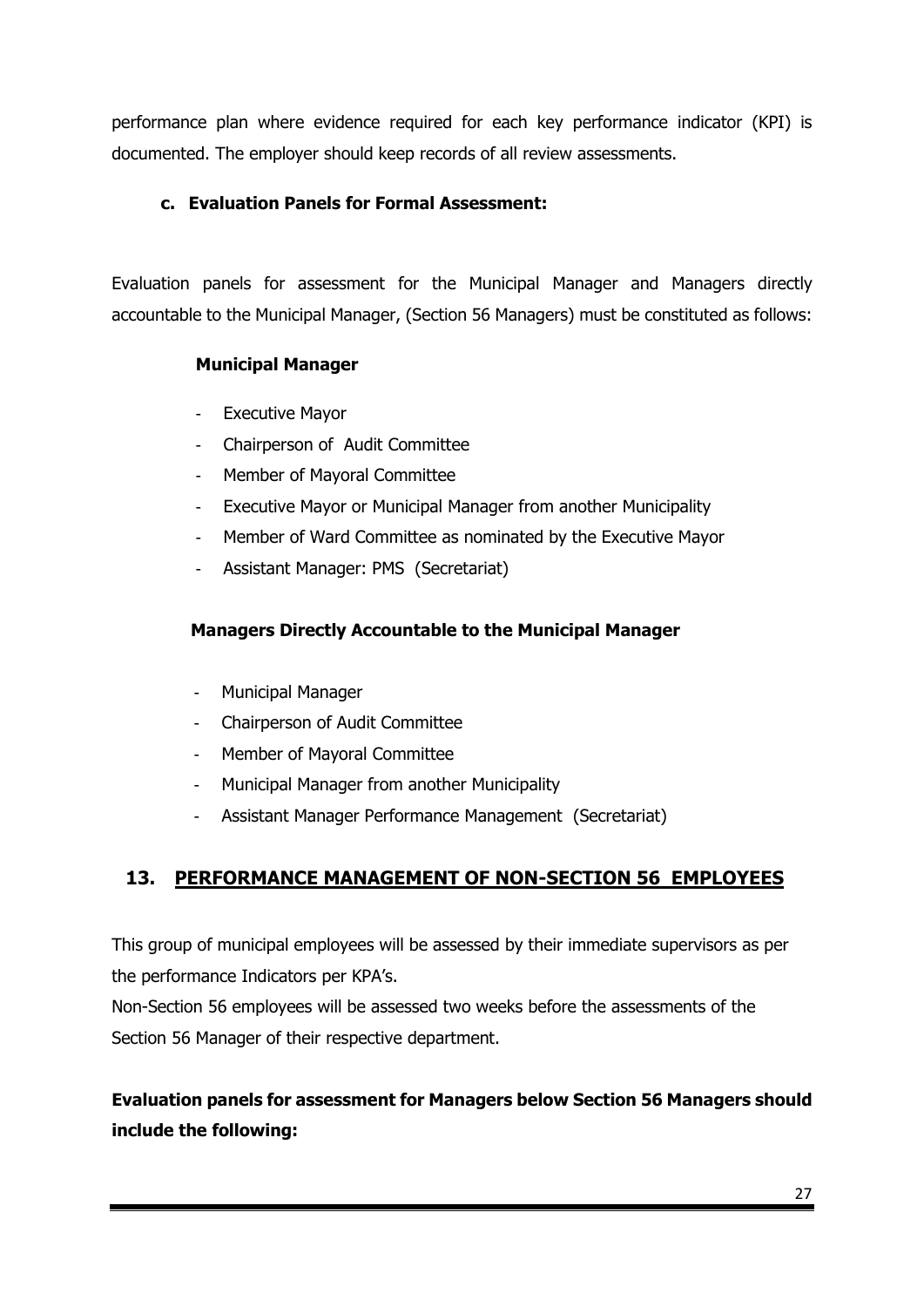performance plan where evidence required for each key performance indicator (KPI) is documented. The employer should keep records of all review assessments.

### c. Evaluation Panels for Formal Assessment:

Evaluation panels for assessment for the Municipal Manager and Managers directly accountable to the Municipal Manager, (Section 56 Managers) must be constituted as follows:

**Municipal Manager**

- Executive Mayor
- Chairperson of Audit Committee
- Member of Mayoral Committee
- Executive Mayor or Municipal Manager from another Municipality
- Member of Ward Committee as nominated by the Executive Mayor
- Assistant Manager: PMS (Secretariat)

**Managers Directly Accountable to the Municipal Manager**

- Municipal Manager
- Chairperson of Audit Committee
- Member of Mayoral Committee
- Municipal Manager from another Municipality
- Assistant Manager Performance Management (Secretariat)

## 13. PERFORMANCE MANAGEMENT OF NON-SECTION 56 EMPLOYEES

This group of municipal employees will be assessed by their immediate supervisors as per the performance Indicators per KPA's.
Non-Section 56 employees will be assessed two weeks before the assessments of the Section 56 Manager of their respective department.

**Evaluation panels for assessment for Managers below Section 56 Managers should include the following:**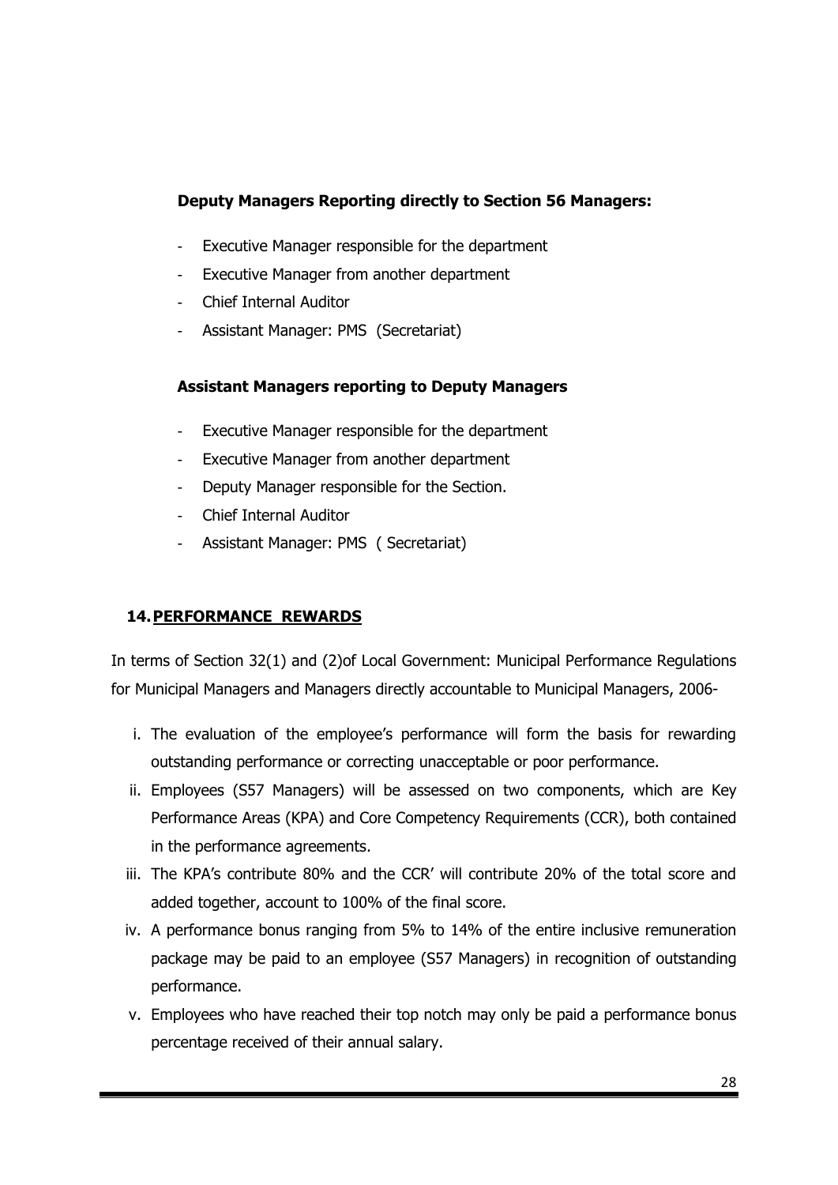**Deputy Managers Reporting directly to Section 56 Managers:**

- Executive Manager responsible for the department
- Executive Manager from another department
- Chief Internal Auditor
- Assistant Manager: PMS (Secretariat)

**Assistant Managers reporting to Deputy Managers**

- Executive Manager responsible for the department
- Executive Manager from another department
- Deputy Manager responsible for the Section.
- Chief Internal Auditor
- Assistant Manager: PMS ( Secretariat)

## 14. PERFORMANCE REWARDS

In terms of Section 32(1) and (2)of Local Government: Municipal Performance Regulations for Municipal Managers and Managers directly accountable to Municipal Managers, 2006-

i. The evaluation of the employee's performance will form the basis for rewarding outstanding performance or correcting unacceptable or poor performance.
ii. Employees (S57 Managers) will be assessed on two components, which are Key Performance Areas (KPA) and Core Competency Requirements (CCR), both contained in the performance agreements.
iii. The KPA's contribute 80% and the CCR' will contribute 20% of the total score and added together, account to 100% of the final score.
iv. A performance bonus ranging from 5% to 14% of the entire inclusive remuneration package may be paid to an employee (S57 Managers) in recognition of outstanding performance.
v. Employees who have reached their top notch may only be paid a performance bonus percentage received of their annual salary.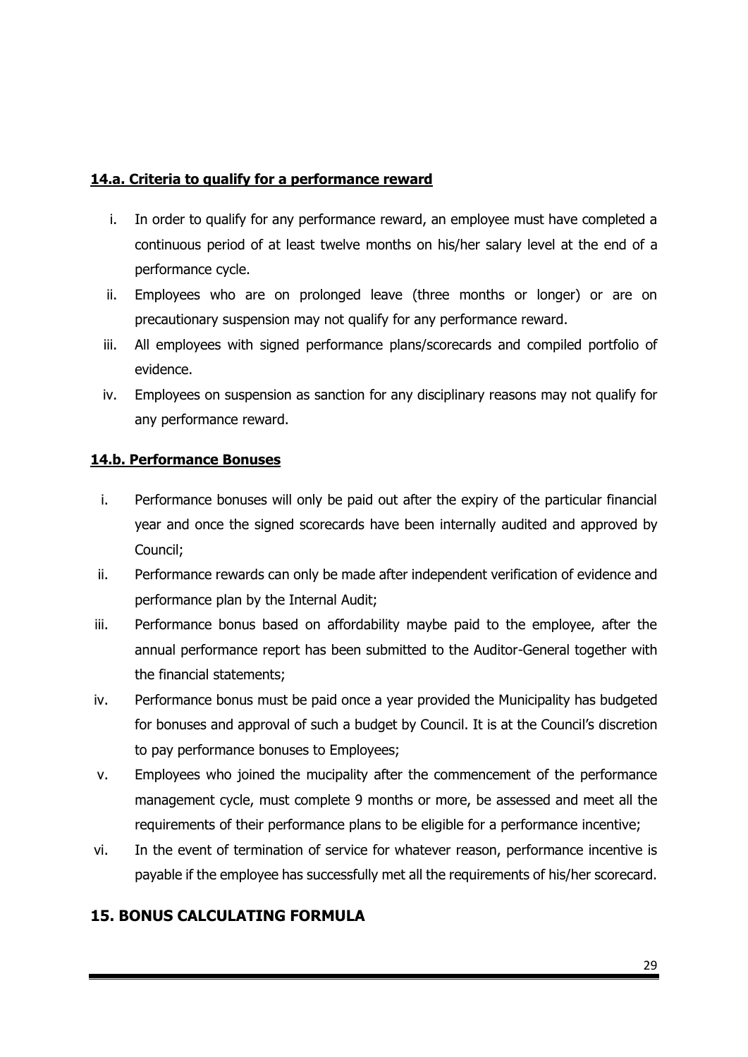### 14.a. Criteria to qualify for a performance reward

i. In order to qualify for any performance reward, an employee must have completed a continuous period of at least twelve months on his/her salary level at the end of a performance cycle.

ii. Employees who are on prolonged leave (three months or longer) or are on precautionary suspension may not qualify for any performance reward.

iii. All employees with signed performance plans/scorecards and compiled portfolio of evidence.

iv. Employees on suspension as sanction for any disciplinary reasons may not qualify for any performance reward.

### 14.b. Performance Bonuses

i. Performance bonuses will only be paid out after the expiry of the particular financial year and once the signed scorecards have been internally audited and approved by Council;

ii. Performance rewards can only be made after independent verification of evidence and performance plan by the Internal Audit;

iii. Performance bonus based on affordability maybe paid to the employee, after the annual performance report has been submitted to the Auditor-General together with the financial statements;

iv. Performance bonus must be paid once a year provided the Municipality has budgeted for bonuses and approval of such a budget by Council. It is at the Council's discretion to pay performance bonuses to Employees;

v. Employees who joined the mucipality after the commencement of the performance management cycle, must complete 9 months or more, be assessed and meet all the requirements of their performance plans to be eligible for a performance incentive;

vi. In the event of termination of service for whatever reason, performance incentive is payable if the employee has successfully met all the requirements of his/her scorecard.

## 15. BONUS CALCULATING FORMULA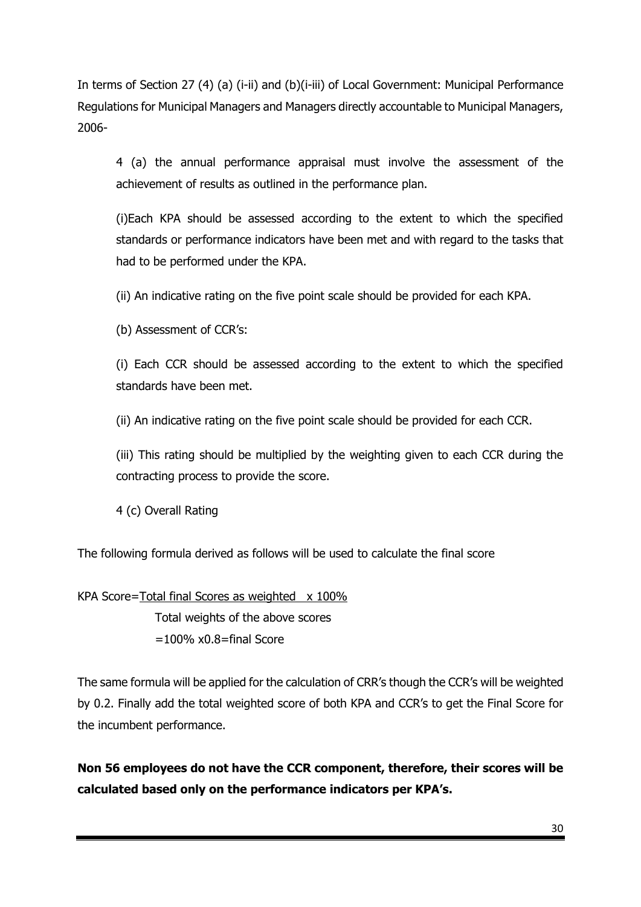In terms of Section 27 (4) (a) (i-ii) and (b)(i-iii) of Local Government: Municipal Performance Regulations for Municipal Managers and Managers directly accountable to Municipal Managers, 2006-

> 4 (a) the annual performance appraisal must involve the assessment of the achievement of results as outlined in the performance plan.
>
> (i)Each KPA should be assessed according to the extent to which the specified standards or performance indicators have been met and with regard to the tasks that had to be performed under the KPA.
>
> (ii) An indicative rating on the five point scale should be provided for each KPA.
>
> (b) Assessment of CCR's:
>
> (i) Each CCR should be assessed according to the extent to which the specified standards have been met.
>
> (ii) An indicative rating on the five point scale should be provided for each CCR.
>
> (iii) This rating should be multiplied by the weighting given to each CCR during the contracting process to provide the score.
>
> 4 (c) Overall Rating

The following formula derived as follows will be used to calculate the final score

KPA Score=<u>Total final Scores as weighted x 100%</u>
Total weights of the above scores
=100% x0.8=final Score

The same formula will be applied for the calculation of CRR's though the CCR's will be weighted by 0.2. Finally add the total weighted score of both KPA and CCR's to get the Final Score for the incumbent performance.

**Non 56 employees do not have the CCR component, therefore, their scores will be calculated based only on the performance indicators per KPA's.**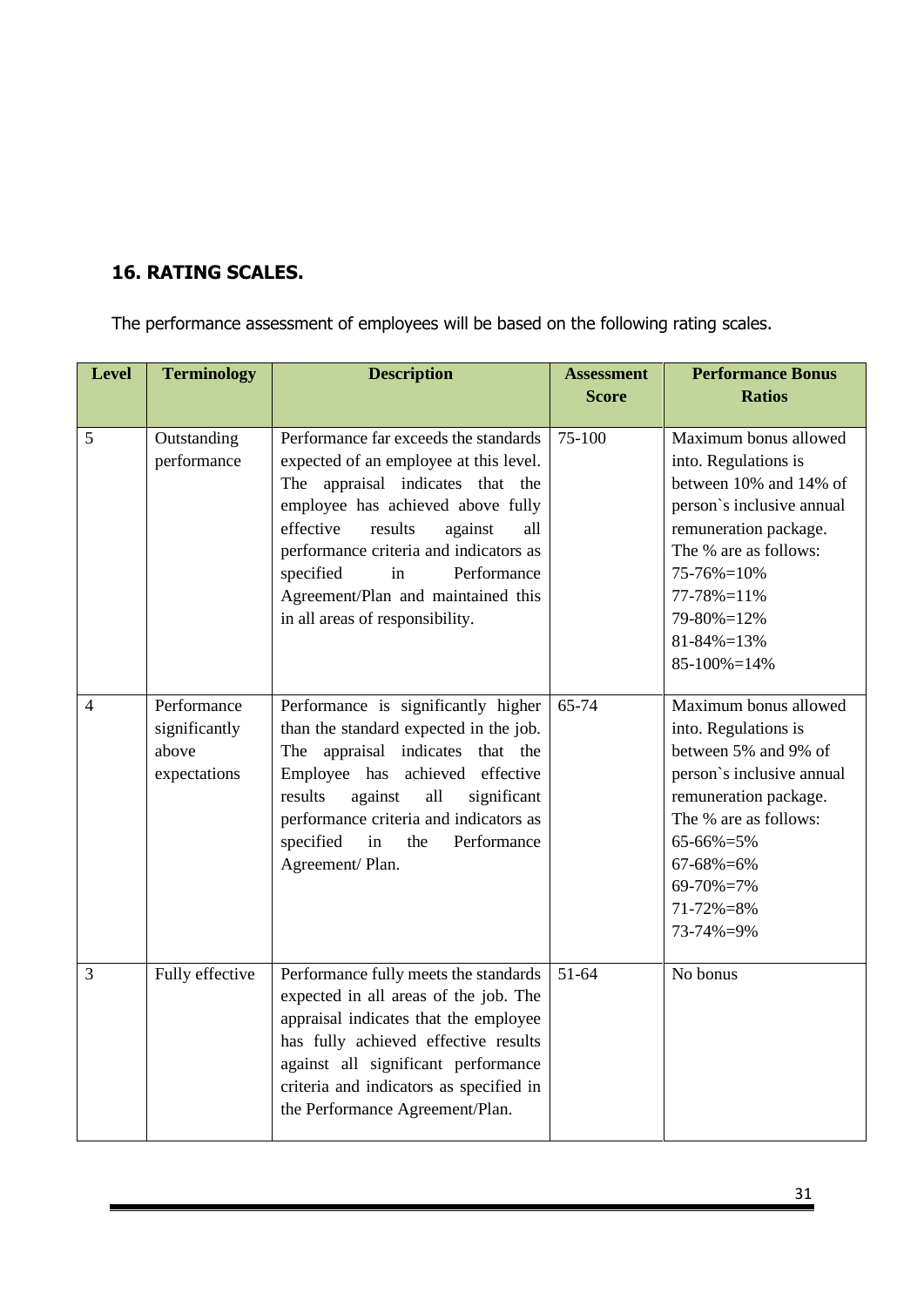## 16. RATING SCALES.

The performance assessment of employees will be based on the following rating scales.

| Level | Terminology | Description | Assessment Score | Performance Bonus Ratios |
|---|---|---|---|---|
| 5 | Outstanding performance | Performance far exceeds the standards expected of an employee at this level. The appraisal indicates that the employee has achieved above fully effective results against all performance criteria and indicators as specified in Performance Agreement/Plan and maintained this in all areas of responsibility. | 75-100 | Maximum bonus allowed into. Regulations is between 10% and 14% of person`s inclusive annual remuneration package. The % are as follows: 75-76%=10% 77-78%=11% 79-80%=12% 81-84%=13% 85-100%=14% |
| 4 | Performance significantly above expectations | Performance is significantly higher than the standard expected in the job. The appraisal indicates that the Employee has achieved effective results against all significant performance criteria and indicators as specified in the Performance Agreement/ Plan. | 65-74 | Maximum bonus allowed into. Regulations is between 5% and 9% of person`s inclusive annual remuneration package. The % are as follows: 65-66%=5% 67-68%=6% 69-70%=7% 71-72%=8% 73-74%=9% |
| 3 | Fully effective | Performance fully meets the standards expected in all areas of the job. The appraisal indicates that the employee has fully achieved effective results against all significant performance criteria and indicators as specified in the Performance Agreement/Plan. | 51-64 | No bonus |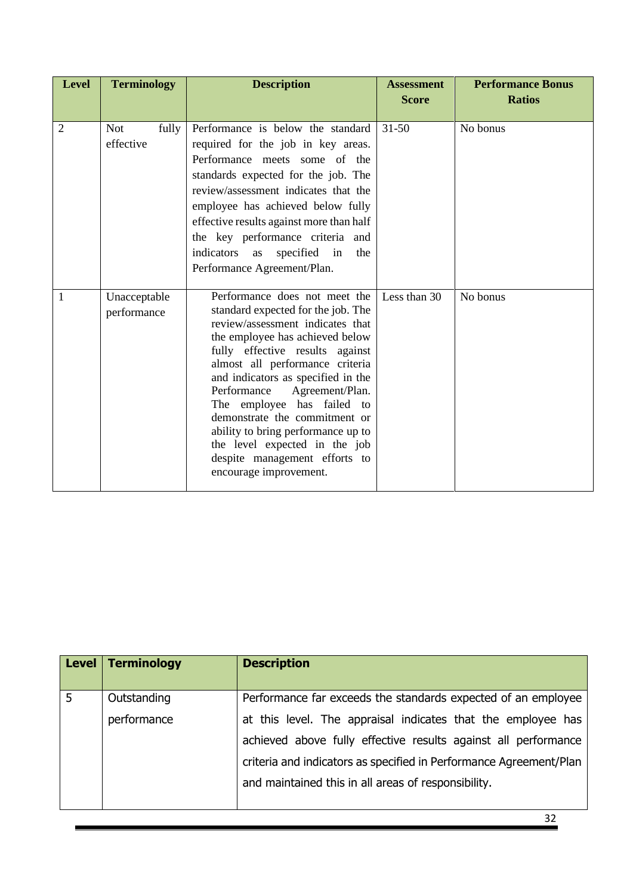| Level | Terminology | Description | Assessment Score | Performance Bonus Ratios |
|---|---|---|---|---|
| 2 | Not fully effective | Performance is below the standard required for the job in key areas. Performance meets some of the standards expected for the job. The review/assessment indicates that the employee has achieved below fully effective results against more than half the key performance criteria and indicators as specified in the Performance Agreement/Plan. | 31-50 | No bonus |
| 1 | Unacceptable performance | Performance does not meet the standard expected for the job. The review/assessment indicates that the employee has achieved below fully effective results against almost all performance criteria and indicators as specified in the Performance Agreement/Plan. The employee has failed to demonstrate the commitment or ability to bring performance up to the level expected in the job despite management efforts to encourage improvement. | Less than 30 | No bonus |

| Level | Terminology | Description |
|---|---|---|
| 5 | Outstanding performance | Performance far exceeds the standards expected of an employee at this level. The appraisal indicates that the employee has achieved above fully effective results against all performance criteria and indicators as specified in Performance Agreement/Plan and maintained this in all areas of responsibility. |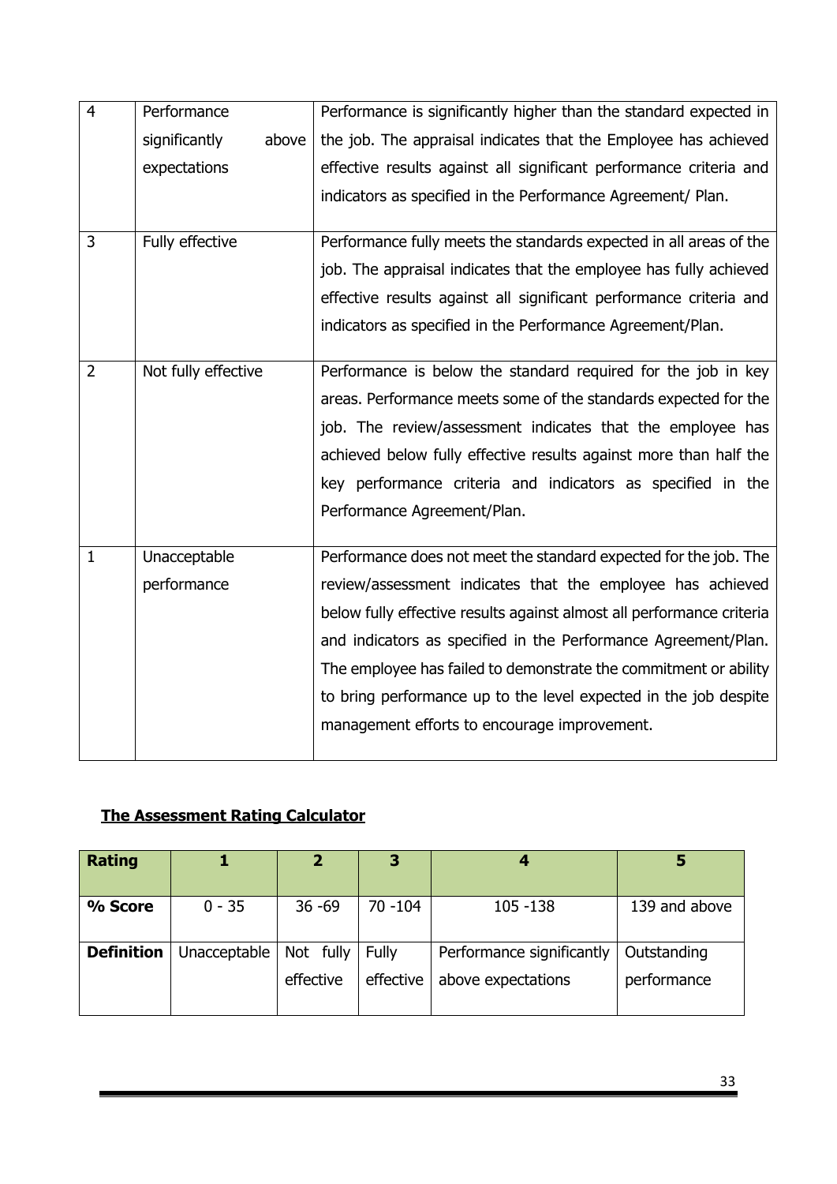| 4 | Performance significantly above expectations | Performance is significantly higher than the standard expected in the job. The appraisal indicates that the Employee has achieved effective results against all significant performance criteria and indicators as specified in the Performance Agreement/ Plan. |
|---|---|---|
| 3 | Fully effective | Performance fully meets the standards expected in all areas of the job. The appraisal indicates that the employee has fully achieved effective results against all significant performance criteria and indicators as specified in the Performance Agreement/Plan. |
| 2 | Not fully effective | Performance is below the standard required for the job in key areas. Performance meets some of the standards expected for the job. The review/assessment indicates that the employee has achieved below fully effective results against more than half the key performance criteria and indicators as specified in the Performance Agreement/Plan. |
| 1 | Unacceptable performance | Performance does not meet the standard expected for the job. The review/assessment indicates that the employee has achieved below fully effective results against almost all performance criteria and indicators as specified in the Performance Agreement/Plan. The employee has failed to demonstrate the commitment or ability to bring performance up to the level expected in the job despite management efforts to encourage improvement. |

**The Assessment Rating Calculator**

| **Rating** | **1** | **2** | **3** | **4** | **5** |
|---|---|---|---|---|---|
| **% Score** | 0 - 35 | 36 -69 | 70 -104 | 105 -138 | 139 and above |
| **Definition** | Unacceptable | Not fully effective | Fully effective | Performance significantly above expectations | Outstanding performance |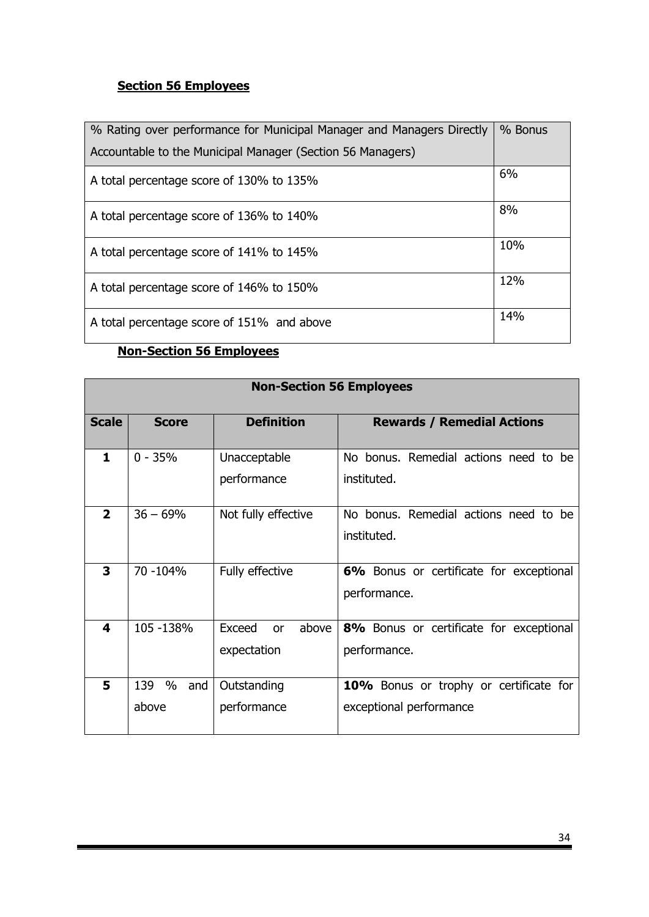**Section 56 Employees**

| % Rating over performance for Municipal Manager and Managers Directly Accountable to the Municipal Manager (Section 56 Managers) | % Bonus |
|---|---|
| A total percentage score of 130% to 135% | 6% |
| A total percentage score of 136% to 140% | 8% |
| A total percentage score of 141% to 145% | 10% |
| A total percentage score of 146% to 150% | 12% |
| A total percentage score of 151% and above | 14% |

**Non-Section 56 Employees**

| **Non-Section 56 Employees** | | | |
|---|---|---|---|
| **Scale** | **Score** | **Definition** | **Rewards / Remedial Actions** |
| **1** | 0 - 35% | Unacceptable performance | No bonus. Remedial actions need to be instituted. |
| **2** | 36 – 69% | Not fully effective | No bonus. Remedial actions need to be instituted. |
| **3** | 70 -104% | Fully effective | **6%** Bonus or certificate for exceptional performance. |
| **4** | 105 -138% | Exceed or above expectation | **8%** Bonus or certificate for exceptional performance. |
| **5** | 139 % and above | Outstanding performance | **10%** Bonus or trophy or certificate for exceptional performance |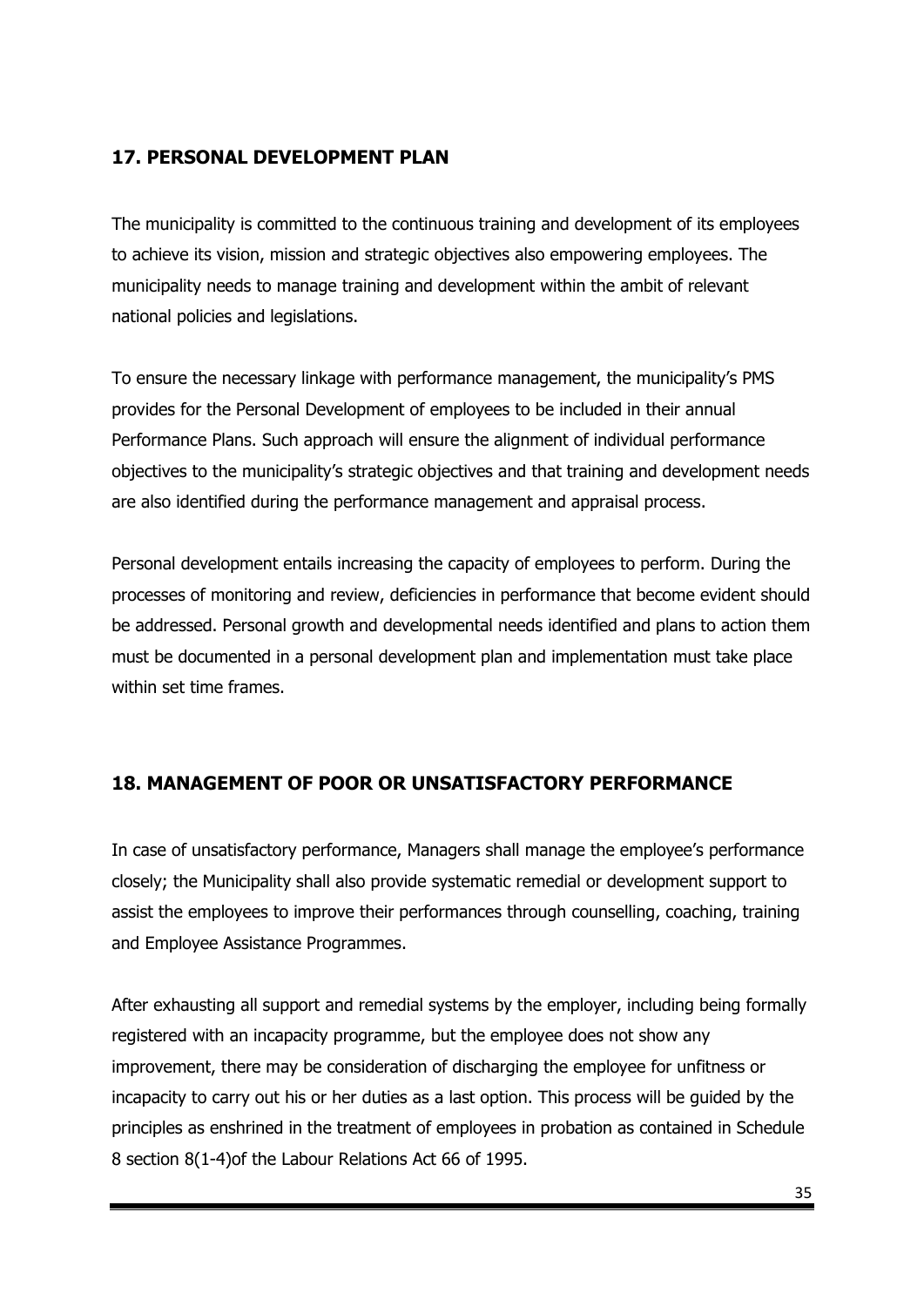## 17. PERSONAL DEVELOPMENT PLAN

The municipality is committed to the continuous training and development of its employees to achieve its vision, mission and strategic objectives also empowering employees. The municipality needs to manage training and development within the ambit of relevant national policies and legislations.

To ensure the necessary linkage with performance management, the municipality's PMS provides for the Personal Development of employees to be included in their annual Performance Plans. Such approach will ensure the alignment of individual performance objectives to the municipality's strategic objectives and that training and development needs are also identified during the performance management and appraisal process.

Personal development entails increasing the capacity of employees to perform. During the processes of monitoring and review, deficiencies in performance that become evident should be addressed. Personal growth and developmental needs identified and plans to action them must be documented in a personal development plan and implementation must take place within set time frames.

## 18. MANAGEMENT OF POOR OR UNSATISFACTORY PERFORMANCE

In case of unsatisfactory performance, Managers shall manage the employee's performance closely; the Municipality shall also provide systematic remedial or development support to assist the employees to improve their performances through counselling, coaching, training and Employee Assistance Programmes.

After exhausting all support and remedial systems by the employer, including being formally registered with an incapacity programme, but the employee does not show any improvement, there may be consideration of discharging the employee for unfitness or incapacity to carry out his or her duties as a last option. This process will be guided by the principles as enshrined in the treatment of employees in probation as contained in Schedule 8 section 8(1-4)of the Labour Relations Act 66 of 1995.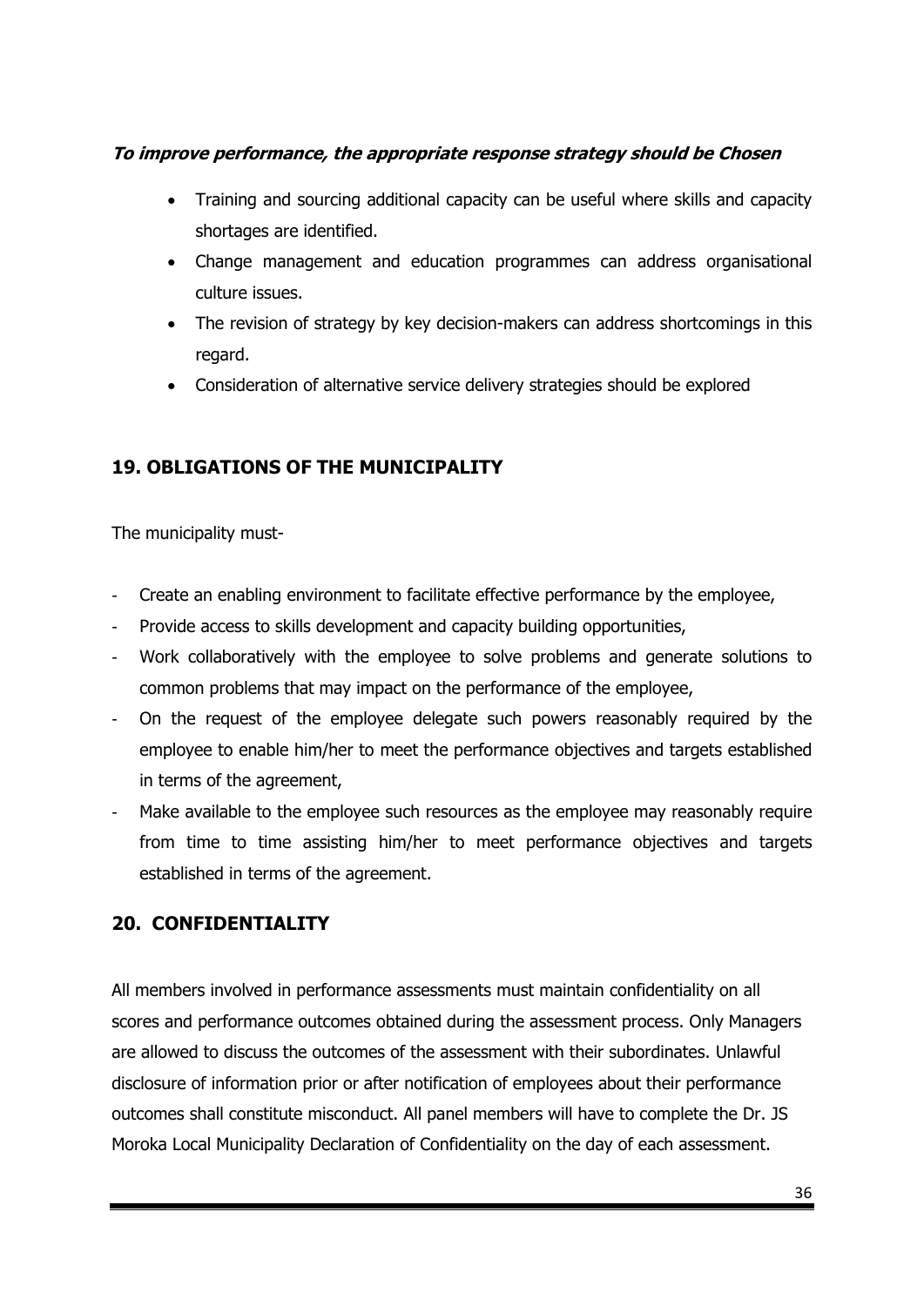***To improve performance, the appropriate response strategy should be Chosen***

- Training and sourcing additional capacity can be useful where skills and capacity shortages are identified.
- Change management and education programmes can address organisational culture issues.
- The revision of strategy by key decision-makers can address shortcomings in this regard.
- Consideration of alternative service delivery strategies should be explored

## 19. OBLIGATIONS OF THE MUNICIPALITY

The municipality must-

- Create an enabling environment to facilitate effective performance by the employee,
- Provide access to skills development and capacity building opportunities,
- Work collaboratively with the employee to solve problems and generate solutions to common problems that may impact on the performance of the employee,
- On the request of the employee delegate such powers reasonably required by the employee to enable him/her to meet the performance objectives and targets established in terms of the agreement,
- Make available to the employee such resources as the employee may reasonably require from time to time assisting him/her to meet performance objectives and targets established in terms of the agreement.

## 20. CONFIDENTIALITY

All members involved in performance assessments must maintain confidentiality on all scores and performance outcomes obtained during the assessment process. Only Managers are allowed to discuss the outcomes of the assessment with their subordinates. Unlawful disclosure of information prior or after notification of employees about their performance outcomes shall constitute misconduct. All panel members will have to complete the Dr. JS Moroka Local Municipality Declaration of Confidentiality on the day of each assessment.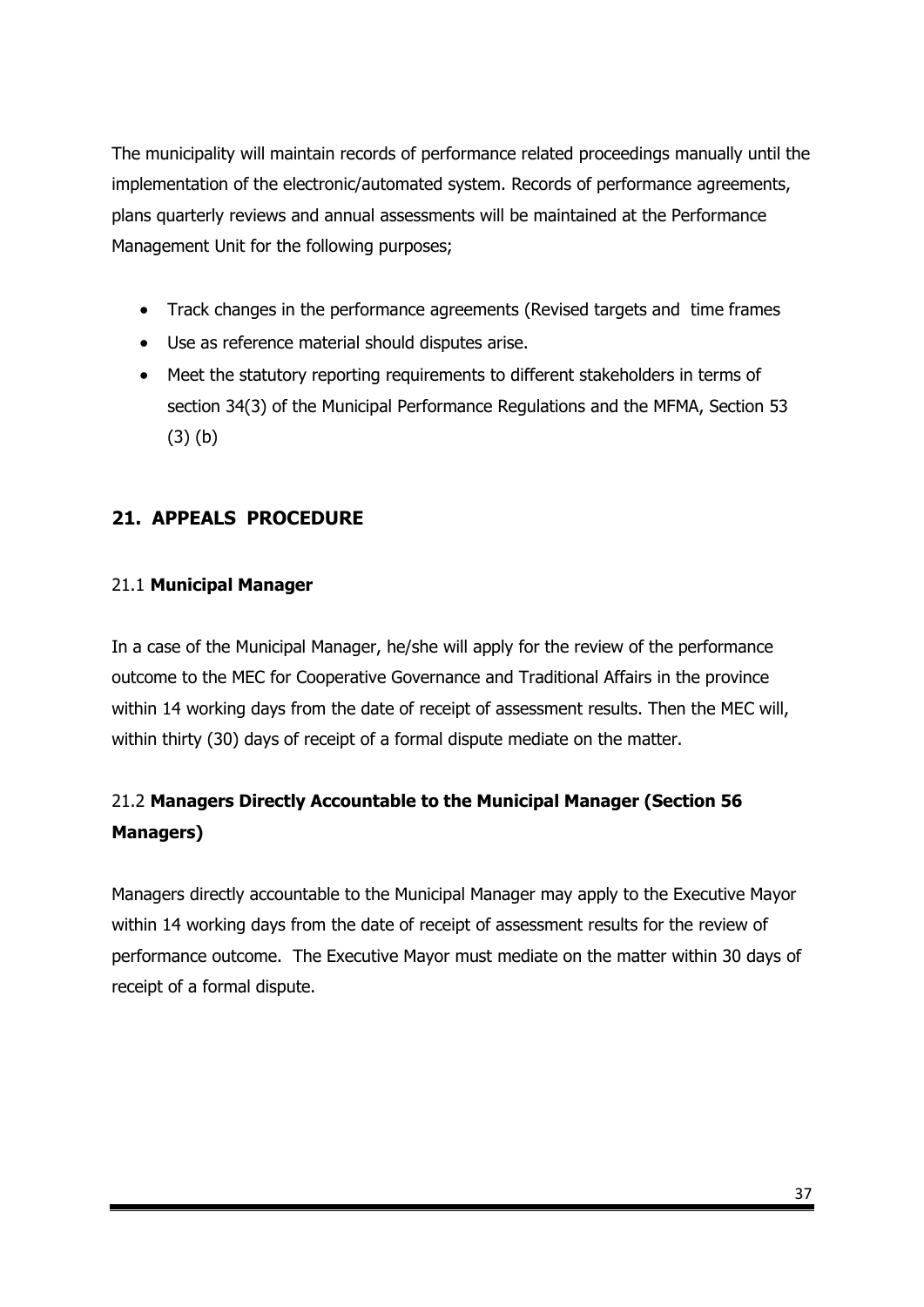The municipality will maintain records of performance related proceedings manually until the implementation of the electronic/automated system. Records of performance agreements, plans quarterly reviews and annual assessments will be maintained at the Performance Management Unit for the following purposes;

- Track changes in the performance agreements (Revised targets and time frames
- Use as reference material should disputes arise.
- Meet the statutory reporting requirements to different stakeholders in terms of section 34(3) of the Municipal Performance Regulations and the MFMA, Section 53 (3) (b)

## 21. APPEALS PROCEDURE

### 21.1 **Municipal Manager**

In a case of the Municipal Manager, he/she will apply for the review of the performance outcome to the MEC for Cooperative Governance and Traditional Affairs in the province within 14 working days from the date of receipt of assessment results. Then the MEC will, within thirty (30) days of receipt of a formal dispute mediate on the matter.

### 21.2 **Managers Directly Accountable to the Municipal Manager (Section 56 Managers)**

Managers directly accountable to the Municipal Manager may apply to the Executive Mayor within 14 working days from the date of receipt of assessment results for the review of performance outcome. The Executive Mayor must mediate on the matter within 30 days of receipt of a formal dispute.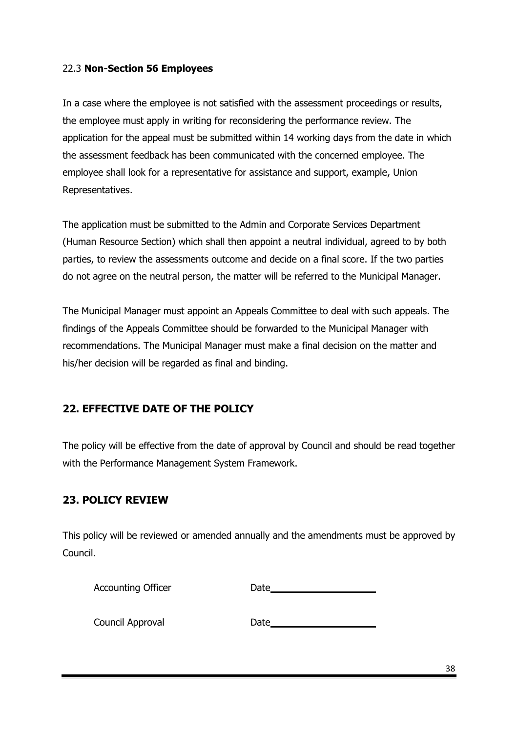### 22.3 **Non-Section 56 Employees**

In a case where the employee is not satisfied with the assessment proceedings or results, the employee must apply in writing for reconsidering the performance review. The application for the appeal must be submitted within 14 working days from the date in which the assessment feedback has been communicated with the concerned employee. The employee shall look for a representative for assistance and support, example, Union Representatives.

The application must be submitted to the Admin and Corporate Services Department (Human Resource Section) which shall then appoint a neutral individual, agreed to by both parties, to review the assessments outcome and decide on a final score. If the two parties do not agree on the neutral person, the matter will be referred to the Municipal Manager.

The Municipal Manager must appoint an Appeals Committee to deal with such appeals. The findings of the Appeals Committee should be forwarded to the Municipal Manager with recommendations. The Municipal Manager must make a final decision on the matter and his/her decision will be regarded as final and binding.

## 22. EFFECTIVE DATE OF THE POLICY

The policy will be effective from the date of approval by Council and should be read together with the Performance Management System Framework.

## 23. POLICY REVIEW

This policy will be reviewed or amended annually and the amendments must be approved by Council.

Accounting Officer Date\_\_\_\_\_\_\_\_\_\_\_\_\_\_\_\_\_\_\_\_

Council Approval Date\_\_\_\_\_\_\_\_\_\_\_\_\_\_\_\_\_\_\_\_